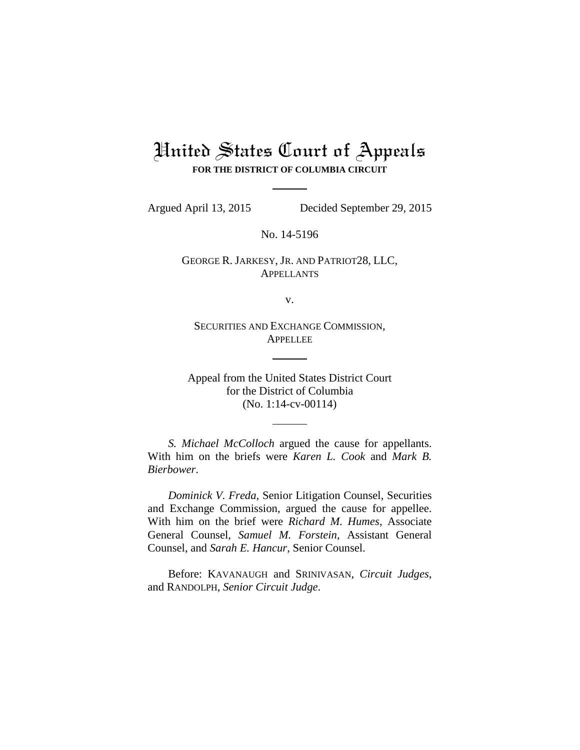# United States Court of Appeals

**FOR THE DISTRICT OF COLUMBIA CIRCUIT**

Argued April 13, 2015 Decided September 29, 2015

No. 14-5196

GEORGE R. JARKESY, JR. AND PATRIOT28, LLC,
APPELLANTS

v.

SECURITIES AND EXCHANGE COMMISSION,
APPELLEE

Appeal from the United States District Court
for the District of Columbia
(No. 1:14-cv-00114)

*S. Michael McColloch* argued the cause for appellants. With him on the briefs were *Karen L. Cook* and *Mark B. Bierbower*.

*Dominick V. Freda*, Senior Litigation Counsel, Securities and Exchange Commission, argued the cause for appellee. With him on the brief were *Richard M. Humes*, Associate General Counsel, *Samuel M. Forstein*, Assistant General Counsel, and *Sarah E. Hancur*, Senior Counsel.

Before: KAVANAUGH and SRINIVASAN, *Circuit Judges*, and RANDOLPH, *Senior Circuit Judge*.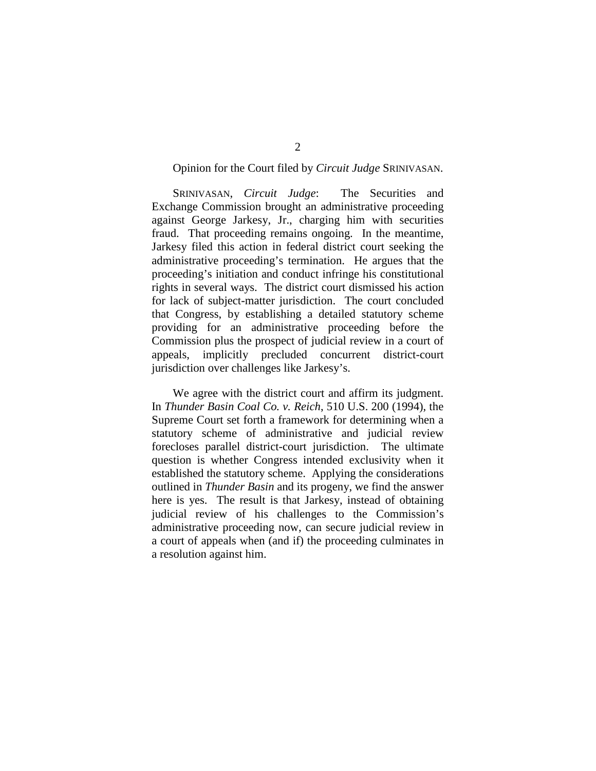Opinion for the Court filed by *Circuit Judge* SRINIVASAN.

SRINIVASAN, *Circuit Judge*: The Securities and Exchange Commission brought an administrative proceeding against George Jarkesy, Jr., charging him with securities fraud. That proceeding remains ongoing. In the meantime, Jarkesy filed this action in federal district court seeking the administrative proceeding's termination. He argues that the proceeding's initiation and conduct infringe his constitutional rights in several ways. The district court dismissed his action for lack of subject-matter jurisdiction. The court concluded that Congress, by establishing a detailed statutory scheme providing for an administrative proceeding before the Commission plus the prospect of judicial review in a court of appeals, implicitly precluded concurrent district-court jurisdiction over challenges like Jarkesy's.

We agree with the district court and affirm its judgment. In *Thunder Basin Coal Co. v. Reich*, 510 U.S. 200 (1994), the Supreme Court set forth a framework for determining when a statutory scheme of administrative and judicial review forecloses parallel district-court jurisdiction. The ultimate question is whether Congress intended exclusivity when it established the statutory scheme. Applying the considerations outlined in *Thunder Basin* and its progeny, we find the answer here is yes. The result is that Jarkesy, instead of obtaining judicial review of his challenges to the Commission's administrative proceeding now, can secure judicial review in a court of appeals when (and if) the proceeding culminates in a resolution against him.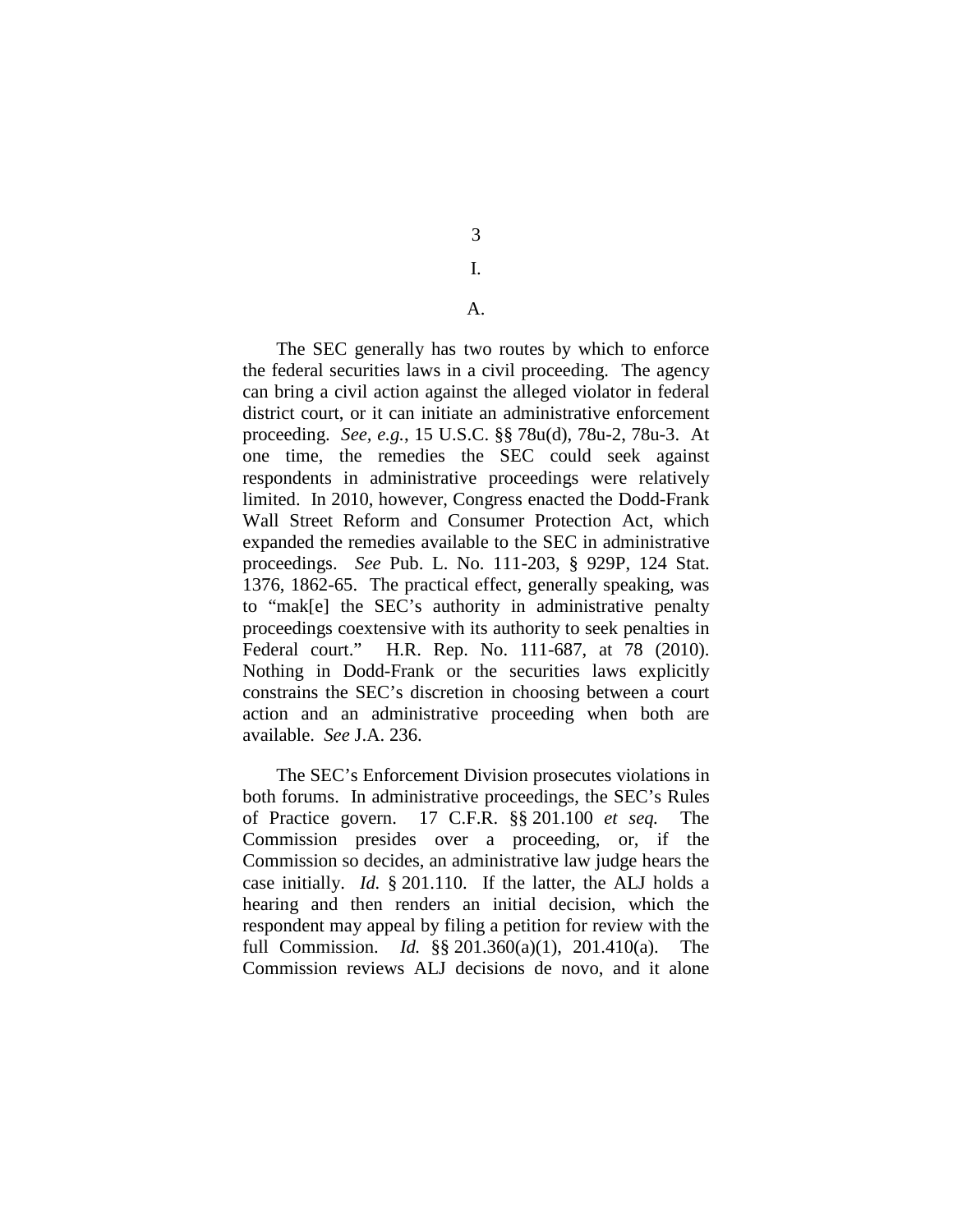# I.

## A.

The SEC generally has two routes by which to enforce the federal securities laws in a civil proceeding. The agency can bring a civil action against the alleged violator in federal district court, or it can initiate an administrative enforcement proceeding. *See, e.g.*, 15 U.S.C. §§ 78u(d), 78u-2, 78u-3. At one time, the remedies the SEC could seek against respondents in administrative proceedings were relatively limited. In 2010, however, Congress enacted the Dodd-Frank Wall Street Reform and Consumer Protection Act, which expanded the remedies available to the SEC in administrative proceedings. *See* Pub. L. No. 111-203, § 929P, 124 Stat. 1376, 1862-65. The practical effect, generally speaking, was to "mak[e] the SEC's authority in administrative penalty proceedings coextensive with its authority to seek penalties in Federal court." H.R. Rep. No. 111-687, at 78 (2010). Nothing in Dodd-Frank or the securities laws explicitly constrains the SEC's discretion in choosing between a court action and an administrative proceeding when both are available. *See* J.A. 236.

The SEC's Enforcement Division prosecutes violations in both forums. In administrative proceedings, the SEC's Rules of Practice govern. 17 C.F.R. §§ 201.100 *et seq.* The Commission presides over a proceeding, or, if the Commission so decides, an administrative law judge hears the case initially. *Id.* § 201.110. If the latter, the ALJ holds a hearing and then renders an initial decision, which the respondent may appeal by filing a petition for review with the full Commission. *Id.* §§ 201.360(a)(1), 201.410(a). The Commission reviews ALJ decisions de novo, and it alone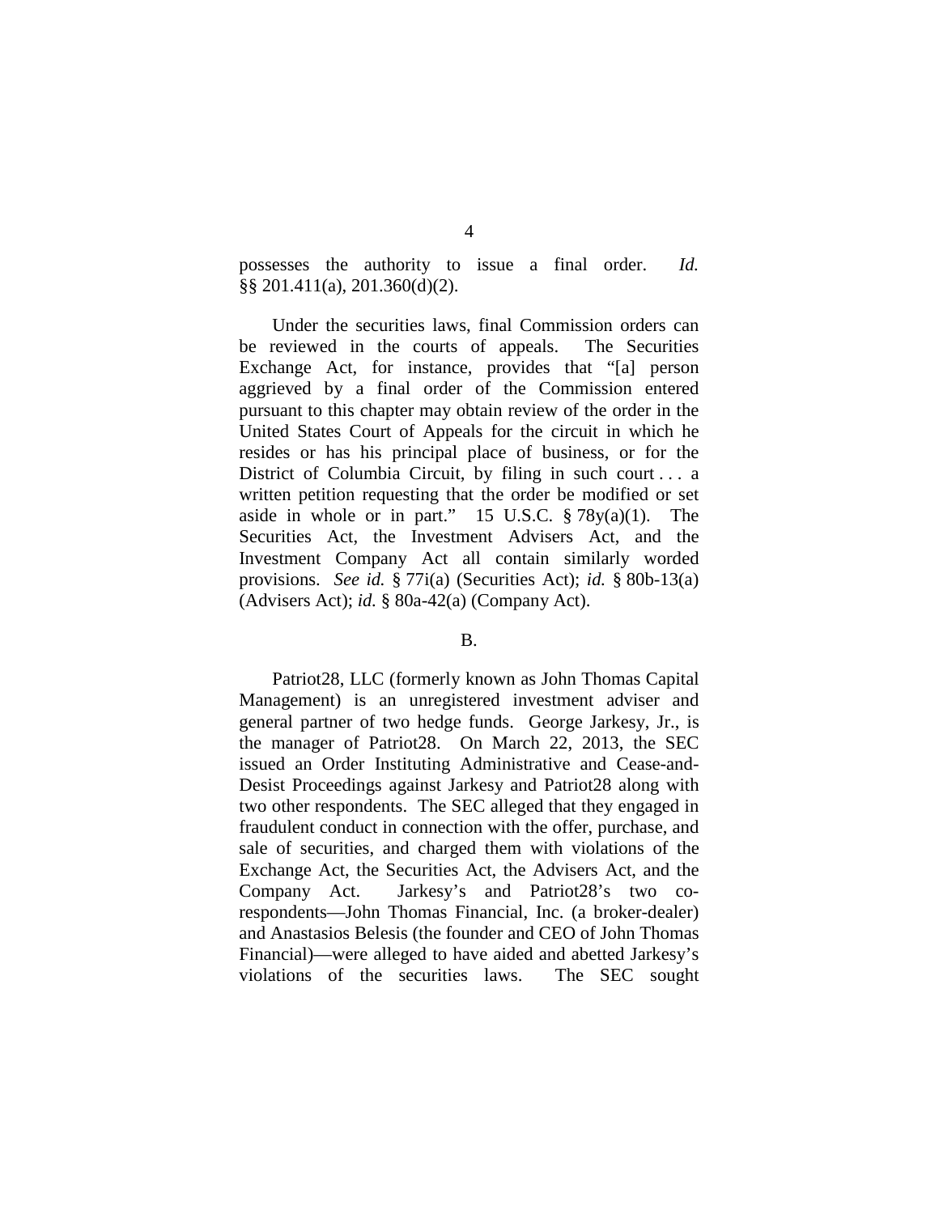possesses the authority to issue a final order. *Id.* §§ 201.411(a), 201.360(d)(2).

Under the securities laws, final Commission orders can be reviewed in the courts of appeals. The Securities Exchange Act, for instance, provides that "[a] person aggrieved by a final order of the Commission entered pursuant to this chapter may obtain review of the order in the United States Court of Appeals for the circuit in which he resides or has his principal place of business, or for the District of Columbia Circuit, by filing in such court . . . a written petition requesting that the order be modified or set aside in whole or in part." 15 U.S.C. § 78y(a)(1). The Securities Act, the Investment Advisers Act, and the Investment Company Act all contain similarly worded provisions. *See id.* § 77i(a) (Securities Act); *id.* § 80b-13(a) (Advisers Act); *id.* § 80a-42(a) (Company Act).

B.

Patriot28, LLC (formerly known as John Thomas Capital Management) is an unregistered investment adviser and general partner of two hedge funds. George Jarkesy, Jr., is the manager of Patriot28. On March 22, 2013, the SEC issued an Order Instituting Administrative and Cease-and-Desist Proceedings against Jarkesy and Patriot28 along with two other respondents. The SEC alleged that they engaged in fraudulent conduct in connection with the offer, purchase, and sale of securities, and charged them with violations of the Exchange Act, the Securities Act, the Advisers Act, and the Company Act. Jarkesy's and Patriot28's two co-respondents—John Thomas Financial, Inc. (a broker-dealer) and Anastasios Belesis (the founder and CEO of John Thomas Financial)—were alleged to have aided and abetted Jarkesy's violations of the securities laws. The SEC sought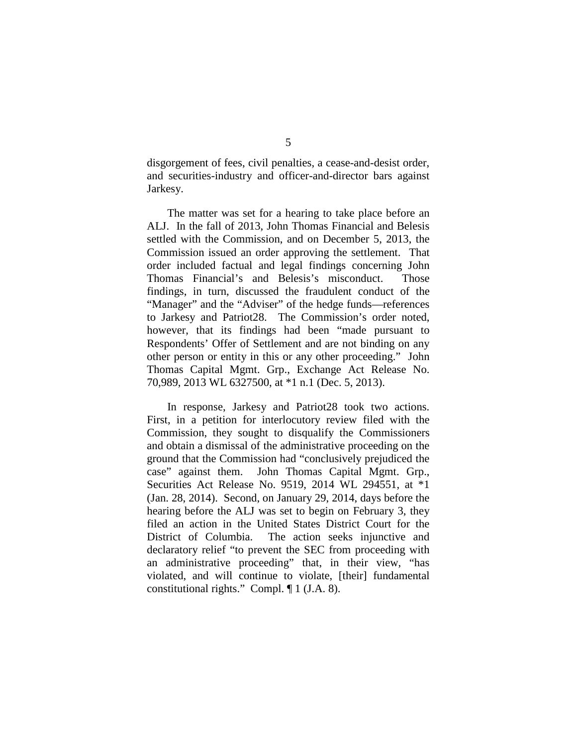disgorgement of fees, civil penalties, a cease-and-desist order, and securities-industry and officer-and-director bars against Jarkesy.

The matter was set for a hearing to take place before an ALJ. In the fall of 2013, John Thomas Financial and Belesis settled with the Commission, and on December 5, 2013, the Commission issued an order approving the settlement. That order included factual and legal findings concerning John Thomas Financial's and Belesis's misconduct. Those findings, in turn, discussed the fraudulent conduct of the "Manager" and the "Adviser" of the hedge funds—references to Jarkesy and Patriot28. The Commission's order noted, however, that its findings had been "made pursuant to Respondents' Offer of Settlement and are not binding on any other person or entity in this or any other proceeding." John Thomas Capital Mgmt. Grp., Exchange Act Release No. 70,989, 2013 WL 6327500, at *1 n.1 (Dec. 5, 2013).

In response, Jarkesy and Patriot28 took two actions. First, in a petition for interlocutory review filed with the Commission, they sought to disqualify the Commissioners and obtain a dismissal of the administrative proceeding on the ground that the Commission had "conclusively prejudiced the case" against them. John Thomas Capital Mgmt. Grp., Securities Act Release No. 9519, 2014 WL 294551, at *1 (Jan. 28, 2014). Second, on January 29, 2014, days before the hearing before the ALJ was set to begin on February 3, they filed an action in the United States District Court for the District of Columbia. The action seeks injunctive and declaratory relief "to prevent the SEC from proceeding with an administrative proceeding" that, in their view, "has violated, and will continue to violate, [their] fundamental constitutional rights." Compl. ¶ 1 (J.A. 8).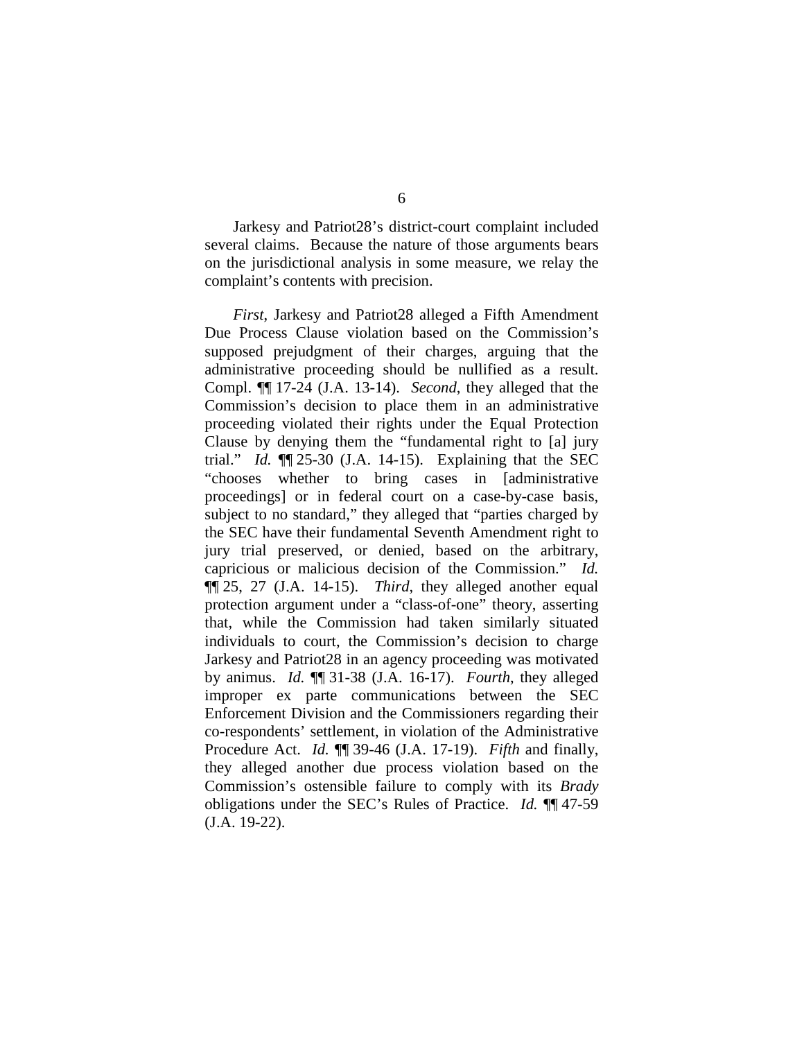Jarkesy and Patriot28's district-court complaint included several claims. Because the nature of those arguments bears on the jurisdictional analysis in some measure, we relay the complaint's contents with precision.

*First*, Jarkesy and Patriot28 alleged a Fifth Amendment Due Process Clause violation based on the Commission's supposed prejudgment of their charges, arguing that the administrative proceeding should be nullified as a result. Compl. ¶¶ 17-24 (J.A. 13-14). *Second*, they alleged that the Commission's decision to place them in an administrative proceeding violated their rights under the Equal Protection Clause by denying them the "fundamental right to [a] jury trial." *Id.* ¶¶ 25-30 (J.A. 14-15). Explaining that the SEC "chooses whether to bring cases in [administrative proceedings] or in federal court on a case-by-case basis, subject to no standard," they alleged that "parties charged by the SEC have their fundamental Seventh Amendment right to jury trial preserved, or denied, based on the arbitrary, capricious or malicious decision of the Commission." *Id.* ¶¶ 25, 27 (J.A. 14-15). *Third*, they alleged another equal protection argument under a "class-of-one" theory, asserting that, while the Commission had taken similarly situated individuals to court, the Commission's decision to charge Jarkesy and Patriot28 in an agency proceeding was motivated by animus. *Id.* ¶¶ 31-38 (J.A. 16-17). *Fourth*, they alleged improper ex parte communications between the SEC Enforcement Division and the Commissioners regarding their co-respondents' settlement, in violation of the Administrative Procedure Act. *Id.* ¶¶ 39-46 (J.A. 17-19). *Fifth* and finally, they alleged another due process violation based on the Commission's ostensible failure to comply with its *Brady* obligations under the SEC's Rules of Practice. *Id.* ¶¶ 47-59 (J.A. 19-22).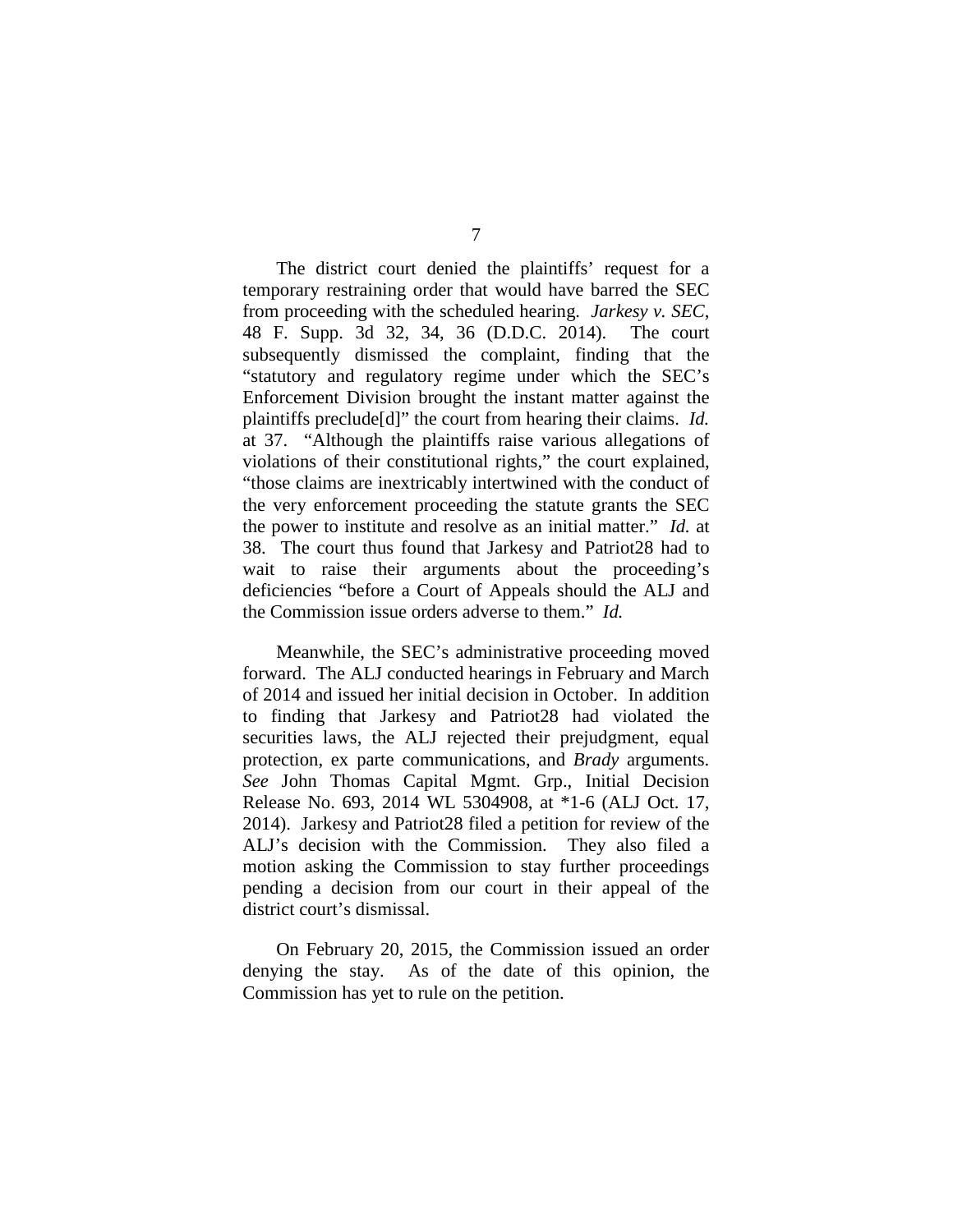The district court denied the plaintiffs' request for a temporary restraining order that would have barred the SEC from proceeding with the scheduled hearing. *Jarkesy v. SEC*, 48 F. Supp. 3d 32, 34, 36 (D.D.C. 2014). The court subsequently dismissed the complaint, finding that the "statutory and regulatory regime under which the SEC's Enforcement Division brought the instant matter against the plaintiffs preclude[d]" the court from hearing their claims. *Id.* at 37. "Although the plaintiffs raise various allegations of violations of their constitutional rights," the court explained, "those claims are inextricably intertwined with the conduct of the very enforcement proceeding the statute grants the SEC the power to institute and resolve as an initial matter." *Id.* at 38. The court thus found that Jarkesy and Patriot28 had to wait to raise their arguments about the proceeding's deficiencies "before a Court of Appeals should the ALJ and the Commission issue orders adverse to them." *Id.*

Meanwhile, the SEC's administrative proceeding moved forward. The ALJ conducted hearings in February and March of 2014 and issued her initial decision in October. In addition to finding that Jarkesy and Patriot28 had violated the securities laws, the ALJ rejected their prejudgment, equal protection, ex parte communications, and *Brady* arguments. *See* John Thomas Capital Mgmt. Grp., Initial Decision Release No. 693, 2014 WL 5304908, at *1-6 (ALJ Oct. 17, 2014). Jarkesy and Patriot28 filed a petition for review of the ALJ's decision with the Commission. They also filed a motion asking the Commission to stay further proceedings pending a decision from our court in their appeal of the district court's dismissal.

On February 20, 2015, the Commission issued an order denying the stay. As of the date of this opinion, the Commission has yet to rule on the petition.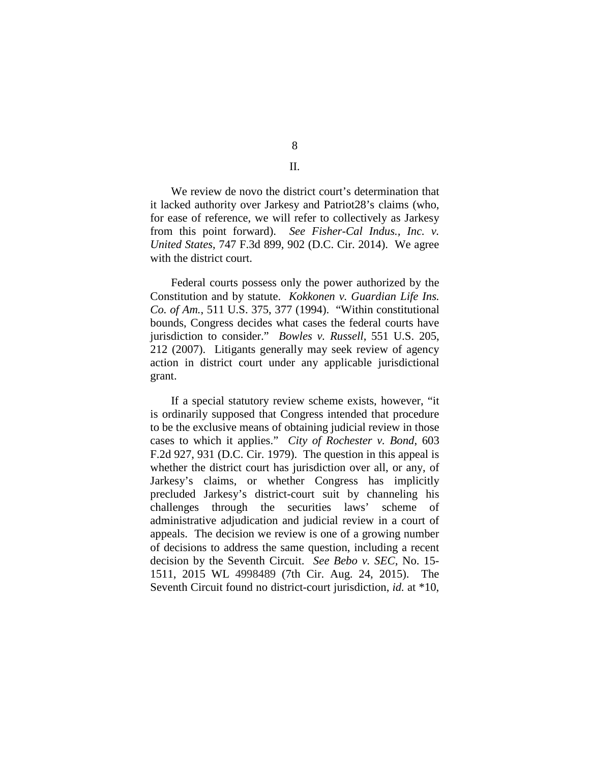## II.

We review de novo the district court's determination that it lacked authority over Jarkesy and Patriot28's claims (who, for ease of reference, we will refer to collectively as Jarkesy from this point forward). *See Fisher-Cal Indus., Inc. v. United States*, 747 F.3d 899, 902 (D.C. Cir. 2014). We agree with the district court.

Federal courts possess only the power authorized by the Constitution and by statute. *Kokkonen v. Guardian Life Ins. Co. of Am.*, 511 U.S. 375, 377 (1994). "Within constitutional bounds, Congress decides what cases the federal courts have jurisdiction to consider." *Bowles v. Russell*, 551 U.S. 205, 212 (2007). Litigants generally may seek review of agency action in district court under any applicable jurisdictional grant.

If a special statutory review scheme exists, however, "it is ordinarily supposed that Congress intended that procedure to be the exclusive means of obtaining judicial review in those cases to which it applies." *City of Rochester v. Bond*, 603 F.2d 927, 931 (D.C. Cir. 1979). The question in this appeal is whether the district court has jurisdiction over all, or any, of Jarkesy's claims, or whether Congress has implicitly precluded Jarkesy's district-court suit by channeling his challenges through the securities laws' scheme of administrative adjudication and judicial review in a court of appeals. The decision we review is one of a growing number of decisions to address the same question, including a recent decision by the Seventh Circuit. *See Bebo v. SEC*, No. 15-1511, 2015 WL 4998489 (7th Cir. Aug. 24, 2015). The Seventh Circuit found no district-court jurisdiction, *id.* at *10,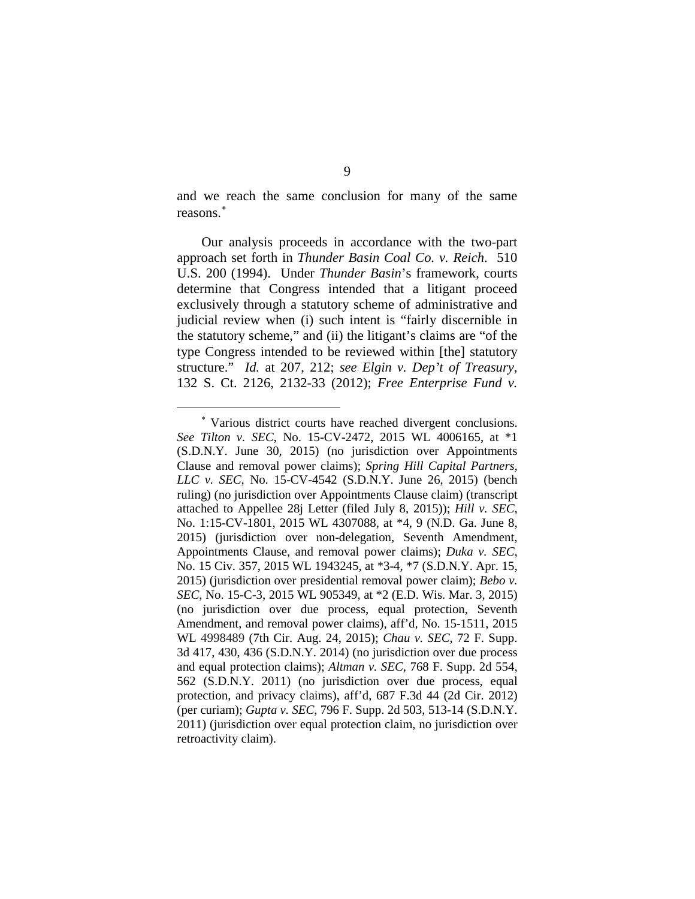and we reach the same conclusion for many of the same reasons.[*]

Our analysis proceeds in accordance with the two-part approach set forth in *Thunder Basin Coal Co. v. Reich*. 510 U.S. 200 (1994). Under *Thunder Basin*'s framework, courts determine that Congress intended that a litigant proceed exclusively through a statutory scheme of administrative and judicial review when (i) such intent is "fairly discernible in the statutory scheme," and (ii) the litigant's claims are "of the type Congress intended to be reviewed within [the] statutory structure." *Id.* at 207, 212; *see Elgin v. Dep't of Treasury*, 132 S. Ct. 2126, 2132-33 (2012); *Free Enterprise Fund v.*

---

[*] Various district courts have reached divergent conclusions. *See Tilton v. SEC*, No. 15-CV-2472, 2015 WL 4006165, at *1 (S.D.N.Y. June 30, 2015) (no jurisdiction over Appointments Clause and removal power claims); *Spring Hill Capital Partners, LLC v. SEC*, No. 15-CV-4542 (S.D.N.Y. June 26, 2015) (bench ruling) (no jurisdiction over Appointments Clause claim) (transcript attached to Appellee 28j Letter (filed July 8, 2015)); *Hill v. SEC*, No. 1:15-CV-1801, 2015 WL 4307088, at *4, 9 (N.D. Ga. June 8, 2015) (jurisdiction over non-delegation, Seventh Amendment, Appointments Clause, and removal power claims); *Duka v. SEC*, No. 15 Civ. 357, 2015 WL 1943245, at *3-4, *7 (S.D.N.Y. Apr. 15, 2015) (jurisdiction over presidential removal power claim); *Bebo v. SEC*, No. 15-C-3, 2015 WL 905349, at *2 (E.D. Wis. Mar. 3, 2015) (no jurisdiction over due process, equal protection, Seventh Amendment, and removal power claims), aff'd, No. 15-1511, 2015 WL 4998489 (7th Cir. Aug. 24, 2015); *Chau v. SEC*, 72 F. Supp. 3d 417, 430, 436 (S.D.N.Y. 2014) (no jurisdiction over due process and equal protection claims); *Altman v. SEC*, 768 F. Supp. 2d 554, 562 (S.D.N.Y. 2011) (no jurisdiction over due process, equal protection, and privacy claims), aff'd, 687 F.3d 44 (2d Cir. 2012) (per curiam); *Gupta v. SEC*, 796 F. Supp. 2d 503, 513-14 (S.D.N.Y. 2011) (jurisdiction over equal protection claim, no jurisdiction over retroactivity claim).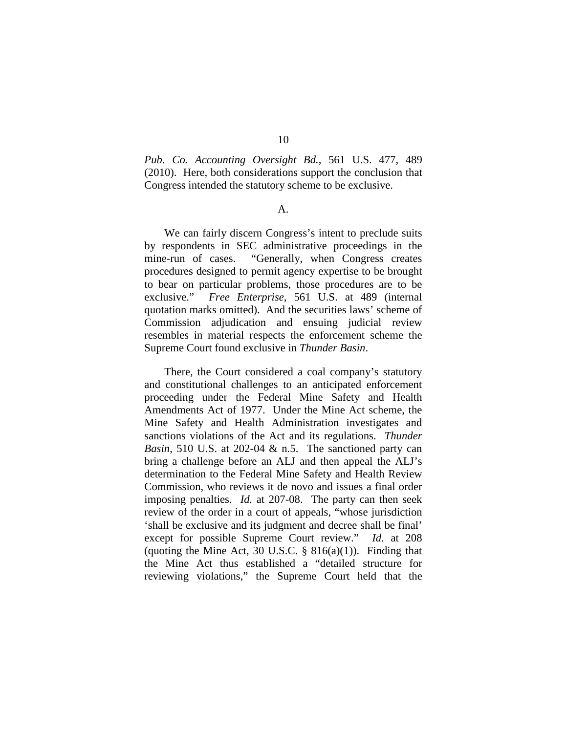*Pub. Co. Accounting Oversight Bd.*, 561 U.S. 477, 489 (2010). Here, both considerations support the conclusion that Congress intended the statutory scheme to be exclusive.

## A.

We can fairly discern Congress's intent to preclude suits by respondents in SEC administrative proceedings in the mine-run of cases. "Generally, when Congress creates procedures designed to permit agency expertise to be brought to bear on particular problems, those procedures are to be exclusive." *Free Enterprise*, 561 U.S. at 489 (internal quotation marks omitted). And the securities laws' scheme of Commission adjudication and ensuing judicial review resembles in material respects the enforcement scheme the Supreme Court found exclusive in *Thunder Basin*.

There, the Court considered a coal company's statutory and constitutional challenges to an anticipated enforcement proceeding under the Federal Mine Safety and Health Amendments Act of 1977. Under the Mine Act scheme, the Mine Safety and Health Administration investigates and sanctions violations of the Act and its regulations. *Thunder Basin*, 510 U.S. at 202-04 & n.5. The sanctioned party can bring a challenge before an ALJ and then appeal the ALJ's determination to the Federal Mine Safety and Health Review Commission, who reviews it de novo and issues a final order imposing penalties. *Id.* at 207-08. The party can then seek review of the order in a court of appeals, "whose jurisdiction 'shall be exclusive and its judgment and decree shall be final' except for possible Supreme Court review." *Id.* at 208 (quoting the Mine Act, 30 U.S.C. § 816(a)(1)). Finding that the Mine Act thus established a "detailed structure for reviewing violations," the Supreme Court held that the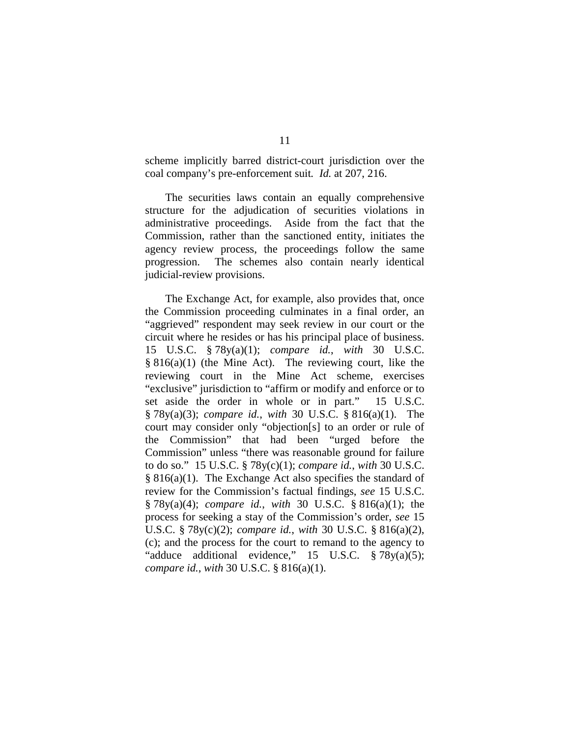scheme implicitly barred district-court jurisdiction over the coal company's pre-enforcement suit. *Id.* at 207, 216.

The securities laws contain an equally comprehensive structure for the adjudication of securities violations in administrative proceedings. Aside from the fact that the Commission, rather than the sanctioned entity, initiates the agency review process, the proceedings follow the same progression. The schemes also contain nearly identical judicial-review provisions.

The Exchange Act, for example, also provides that, once the Commission proceeding culminates in a final order, an "aggrieved" respondent may seek review in our court or the circuit where he resides or has his principal place of business. 15 U.S.C. § 78y(a)(1); *compare id.*, *with* 30 U.S.C. § 816(a)(1) (the Mine Act). The reviewing court, like the reviewing court in the Mine Act scheme, exercises "exclusive" jurisdiction to "affirm or modify and enforce or to set aside the order in whole or in part." 15 U.S.C. § 78y(a)(3); *compare id.*, *with* 30 U.S.C. § 816(a)(1). The court may consider only "objection[s] to an order or rule of the Commission" that had been "urged before the Commission" unless "there was reasonable ground for failure to do so." 15 U.S.C. § 78y(c)(1); *compare id.*, *with* 30 U.S.C. § 816(a)(1). The Exchange Act also specifies the standard of review for the Commission's factual findings, *see* 15 U.S.C. § 78y(a)(4); *compare id.*, *with* 30 U.S.C. § 816(a)(1); the process for seeking a stay of the Commission's order, *see* 15 U.S.C. § 78y(c)(2); *compare id.*, *with* 30 U.S.C. § 816(a)(2), (c); and the process for the court to remand to the agency to "adduce additional evidence," 15 U.S.C. § 78y(a)(5); *compare id.*, *with* 30 U.S.C. § 816(a)(1).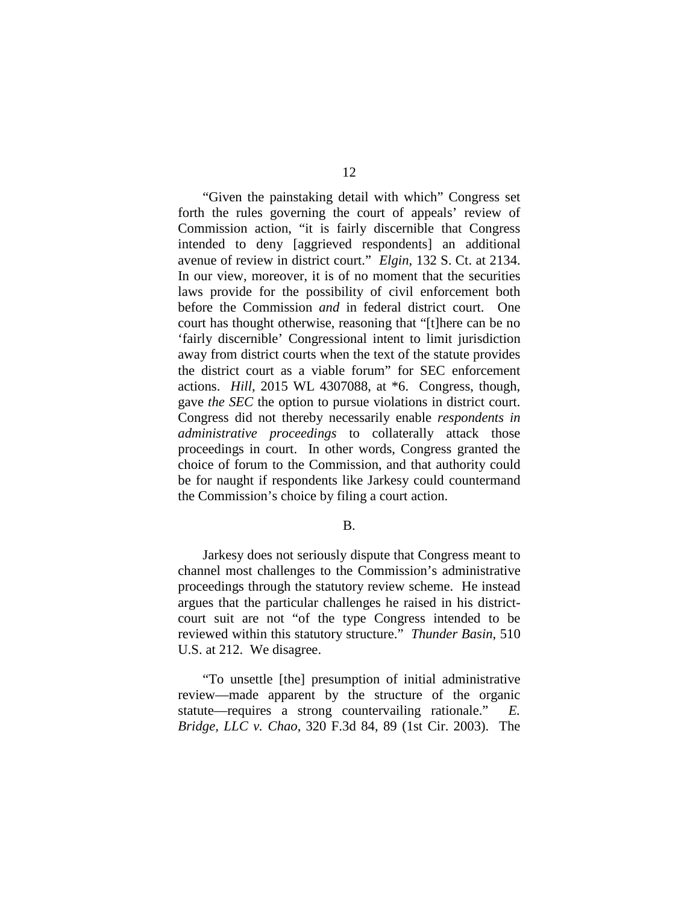"Given the painstaking detail with which" Congress set forth the rules governing the court of appeals' review of Commission action, "it is fairly discernible that Congress intended to deny [aggrieved respondents] an additional avenue of review in district court." *Elgin*, 132 S. Ct. at 2134. In our view, moreover, it is of no moment that the securities laws provide for the possibility of civil enforcement both before the Commission *and* in federal district court. One court has thought otherwise, reasoning that "[t]here can be no 'fairly discernible' Congressional intent to limit jurisdiction away from district courts when the text of the statute provides the district court as a viable forum" for SEC enforcement actions. *Hill*, 2015 WL 4307088, at *6. Congress, though, gave *the SEC* the option to pursue violations in district court. Congress did not thereby necessarily enable *respondents in administrative proceedings* to collaterally attack those proceedings in court. In other words, Congress granted the choice of forum to the Commission, and that authority could be for naught if respondents like Jarkesy could countermand the Commission's choice by filing a court action.

## B.

Jarkesy does not seriously dispute that Congress meant to channel most challenges to the Commission's administrative proceedings through the statutory review scheme. He instead argues that the particular challenges he raised in his district-court suit are not "of the type Congress intended to be reviewed within this statutory structure." *Thunder Basin*, 510 U.S. at 212. We disagree.

"To unsettle [the] presumption of initial administrative review—made apparent by the structure of the organic statute—requires a strong countervailing rationale." *E. Bridge, LLC v. Chao*, 320 F.3d 84, 89 (1st Cir. 2003). The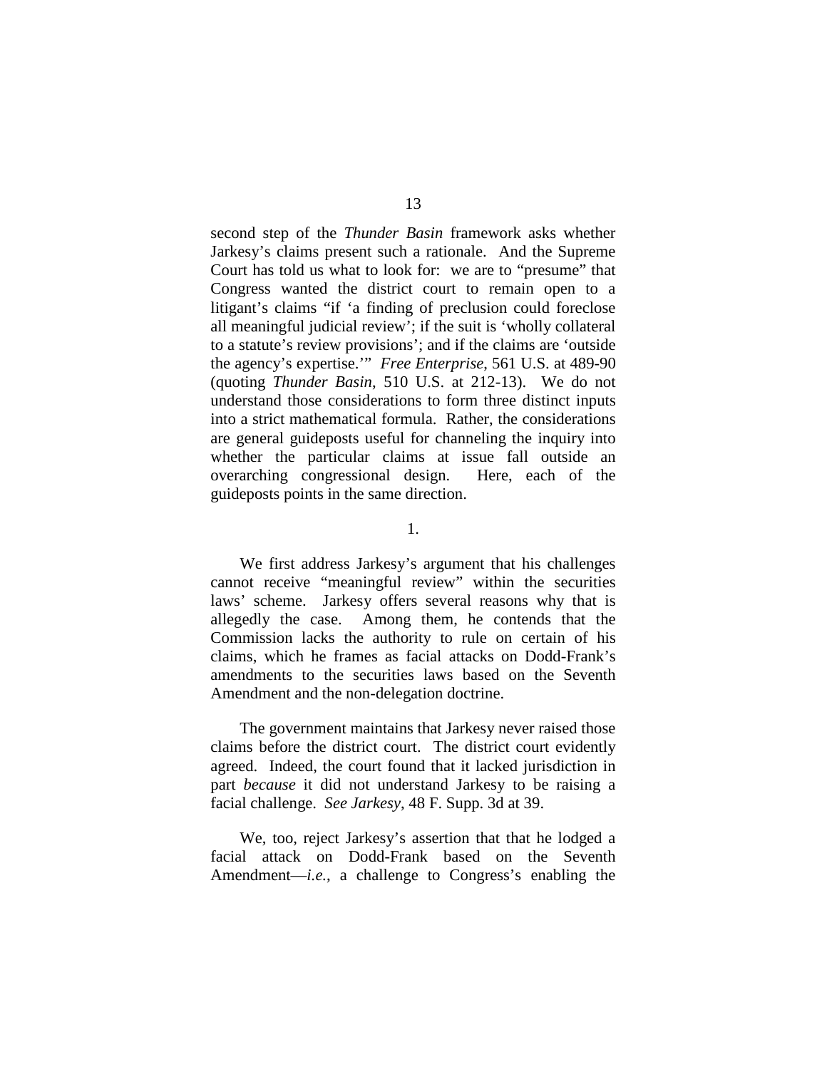second step of the *Thunder Basin* framework asks whether Jarkesy's claims present such a rationale. And the Supreme Court has told us what to look for: we are to "presume" that Congress wanted the district court to remain open to a litigant's claims "if 'a finding of preclusion could foreclose all meaningful judicial review'; if the suit is 'wholly collateral to a statute's review provisions'; and if the claims are 'outside the agency's expertise.'" *Free Enterprise*, 561 U.S. at 489-90 (quoting *Thunder Basin*, 510 U.S. at 212-13). We do not understand those considerations to form three distinct inputs into a strict mathematical formula. Rather, the considerations are general guideposts useful for channeling the inquiry into whether the particular claims at issue fall outside an overarching congressional design. Here, each of the guideposts points in the same direction.

1.

We first address Jarkesy's argument that his challenges cannot receive "meaningful review" within the securities laws' scheme. Jarkesy offers several reasons why that is allegedly the case. Among them, he contends that the Commission lacks the authority to rule on certain of his claims, which he frames as facial attacks on Dodd-Frank's amendments to the securities laws based on the Seventh Amendment and the non-delegation doctrine.

The government maintains that Jarkesy never raised those claims before the district court. The district court evidently agreed. Indeed, the court found that it lacked jurisdiction in part *because* it did not understand Jarkesy to be raising a facial challenge. *See Jarkesy*, 48 F. Supp. 3d at 39.

We, too, reject Jarkesy's assertion that that he lodged a facial attack on Dodd-Frank based on the Seventh Amendment—*i.e.*, a challenge to Congress's enabling the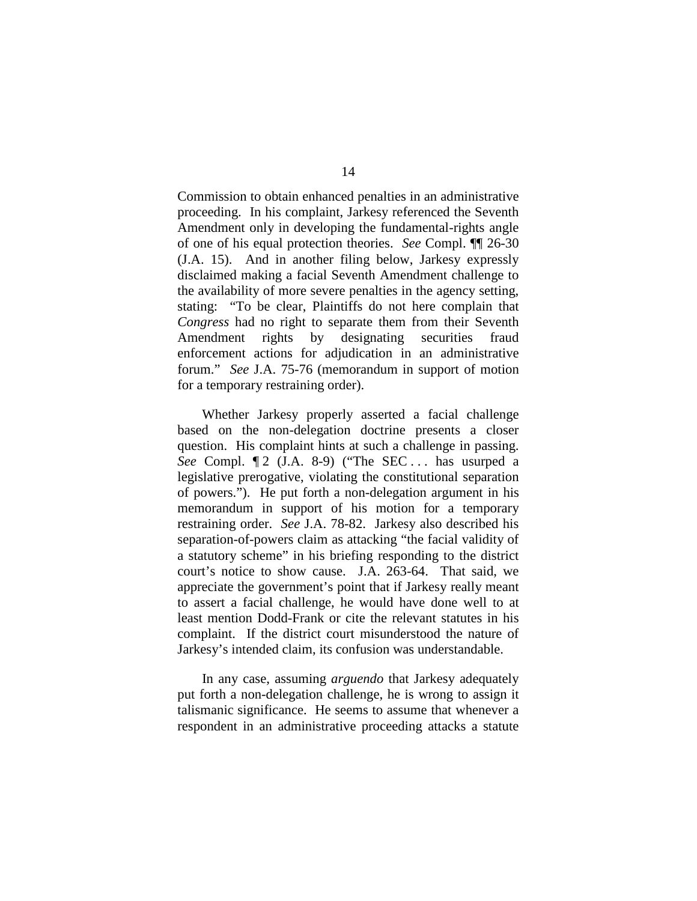Commission to obtain enhanced penalties in an administrative proceeding. In his complaint, Jarkesy referenced the Seventh Amendment only in developing the fundamental-rights angle of one of his equal protection theories. *See* Compl. ¶¶ 26-30 (J.A. 15). And in another filing below, Jarkesy expressly disclaimed making a facial Seventh Amendment challenge to the availability of more severe penalties in the agency setting, stating: "To be clear, Plaintiffs do not here complain that *Congress* had no right to separate them from their Seventh Amendment rights by designating securities fraud enforcement actions for adjudication in an administrative forum." *See* J.A. 75-76 (memorandum in support of motion for a temporary restraining order).

Whether Jarkesy properly asserted a facial challenge based on the non-delegation doctrine presents a closer question. His complaint hints at such a challenge in passing. *See* Compl. ¶ 2 (J.A. 8-9) ("The SEC . . . has usurped a legislative prerogative, violating the constitutional separation of powers."). He put forth a non-delegation argument in his memorandum in support of his motion for a temporary restraining order. *See* J.A. 78-82. Jarkesy also described his separation-of-powers claim as attacking "the facial validity of a statutory scheme" in his briefing responding to the district court's notice to show cause. J.A. 263-64. That said, we appreciate the government's point that if Jarkesy really meant to assert a facial challenge, he would have done well to at least mention Dodd-Frank or cite the relevant statutes in his complaint. If the district court misunderstood the nature of Jarkesy's intended claim, its confusion was understandable.

In any case, assuming *arguendo* that Jarkesy adequately put forth a non-delegation challenge, he is wrong to assign it talismanic significance. He seems to assume that whenever a respondent in an administrative proceeding attacks a statute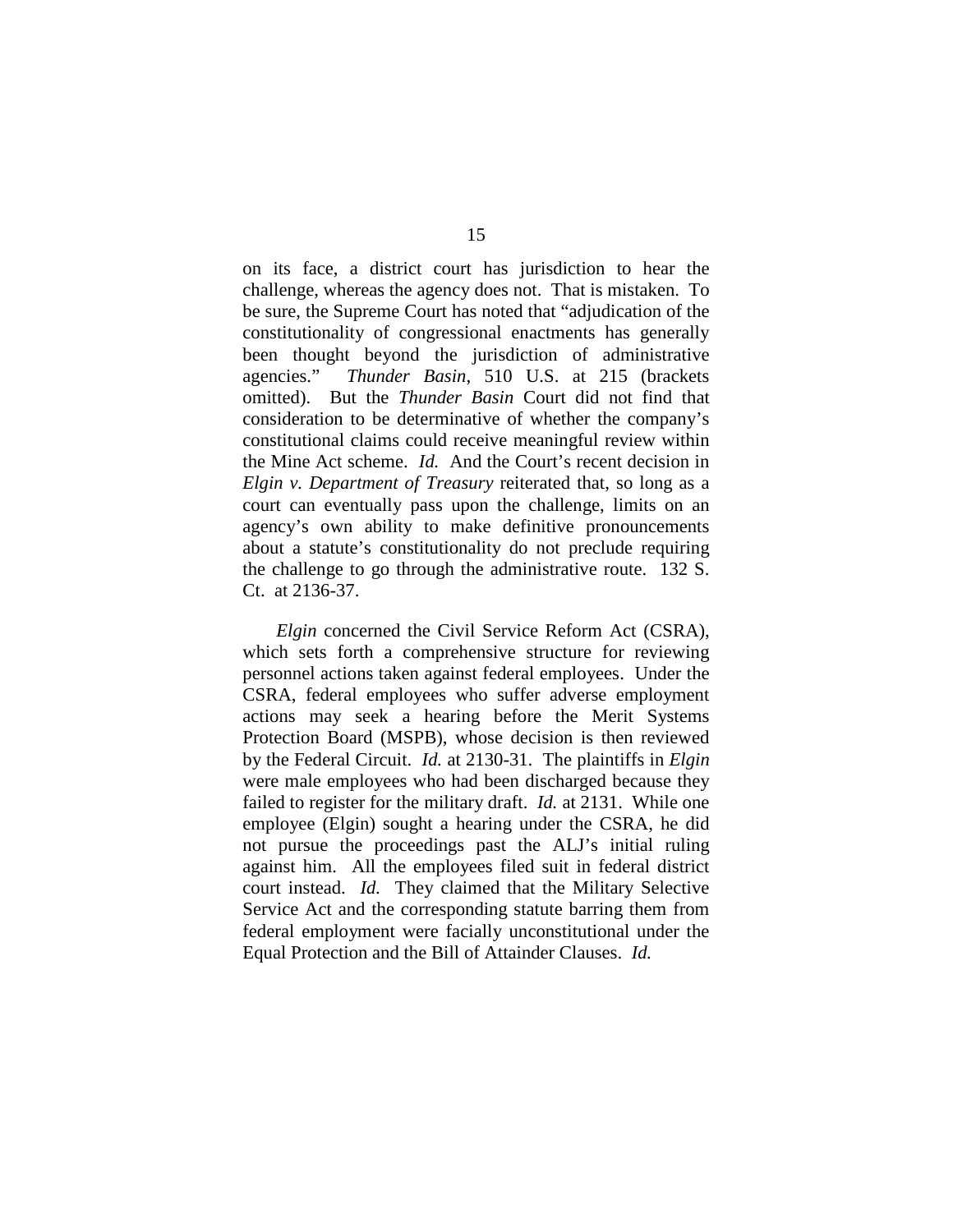on its face, a district court has jurisdiction to hear the challenge, whereas the agency does not. That is mistaken. To be sure, the Supreme Court has noted that "adjudication of the constitutionality of congressional enactments has generally been thought beyond the jurisdiction of administrative agencies." *Thunder Basin*, 510 U.S. at 215 (brackets omitted). But the *Thunder Basin* Court did not find that consideration to be determinative of whether the company's constitutional claims could receive meaningful review within the Mine Act scheme. *Id.* And the Court's recent decision in *Elgin v. Department of Treasury* reiterated that, so long as a court can eventually pass upon the challenge, limits on an agency's own ability to make definitive pronouncements about a statute's constitutionality do not preclude requiring the challenge to go through the administrative route. 132 S. Ct. at 2136-37.

*Elgin* concerned the Civil Service Reform Act (CSRA), which sets forth a comprehensive structure for reviewing personnel actions taken against federal employees. Under the CSRA, federal employees who suffer adverse employment actions may seek a hearing before the Merit Systems Protection Board (MSPB), whose decision is then reviewed by the Federal Circuit. *Id.* at 2130-31. The plaintiffs in *Elgin* were male employees who had been discharged because they failed to register for the military draft. *Id.* at 2131. While one employee (Elgin) sought a hearing under the CSRA, he did not pursue the proceedings past the ALJ's initial ruling against him. All the employees filed suit in federal district court instead. *Id.* They claimed that the Military Selective Service Act and the corresponding statute barring them from federal employment were facially unconstitutional under the Equal Protection and the Bill of Attainder Clauses. *Id.*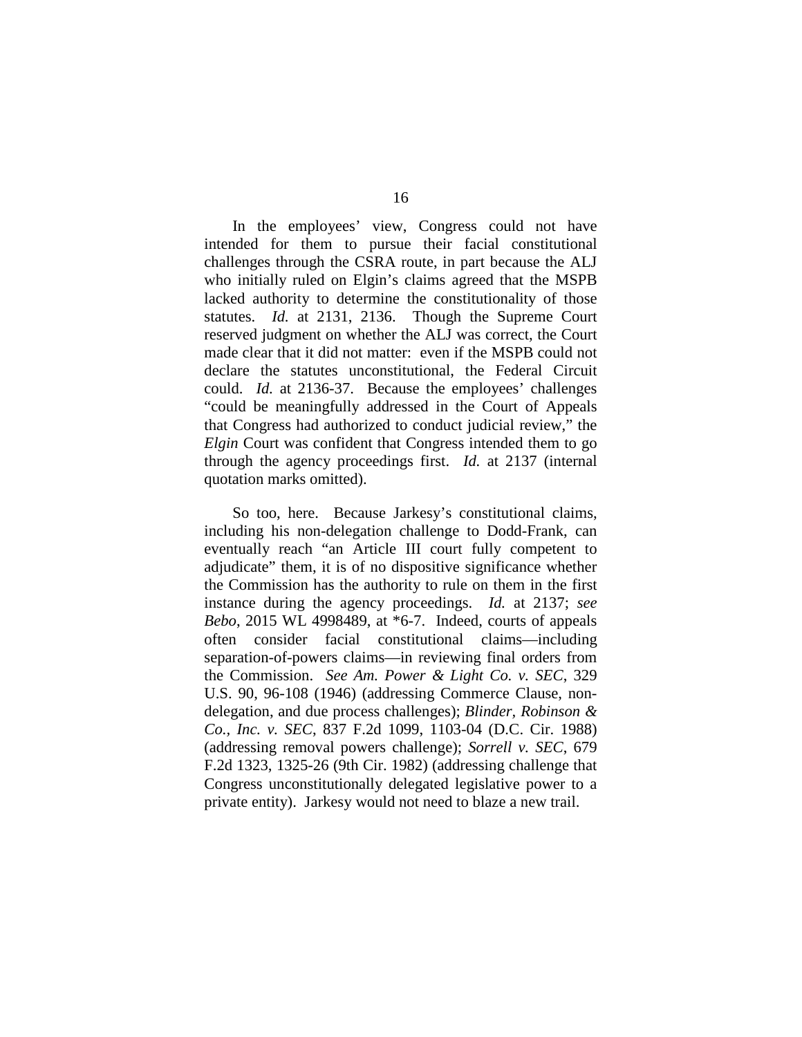In the employees' view, Congress could not have intended for them to pursue their facial constitutional challenges through the CSRA route, in part because the ALJ who initially ruled on Elgin's claims agreed that the MSPB lacked authority to determine the constitutionality of those statutes. *Id.* at 2131, 2136. Though the Supreme Court reserved judgment on whether the ALJ was correct, the Court made clear that it did not matter: even if the MSPB could not declare the statutes unconstitutional, the Federal Circuit could. *Id.* at 2136-37. Because the employees' challenges "could be meaningfully addressed in the Court of Appeals that Congress had authorized to conduct judicial review," the *Elgin* Court was confident that Congress intended them to go through the agency proceedings first. *Id.* at 2137 (internal quotation marks omitted).

So too, here. Because Jarkesy's constitutional claims, including his non-delegation challenge to Dodd-Frank, can eventually reach "an Article III court fully competent to adjudicate" them, it is of no dispositive significance whether the Commission has the authority to rule on them in the first instance during the agency proceedings. *Id.* at 2137; *see Bebo*, 2015 WL 4998489, at *6-7. Indeed, courts of appeals often consider facial constitutional claims—including separation-of-powers claims—in reviewing final orders from the Commission. *See Am. Power & Light Co. v. SEC*, 329 U.S. 90, 96-108 (1946) (addressing Commerce Clause, non-delegation, and due process challenges); *Blinder, Robinson & Co., Inc. v. SEC*, 837 F.2d 1099, 1103-04 (D.C. Cir. 1988) (addressing removal powers challenge); *Sorrell v. SEC*, 679 F.2d 1323, 1325-26 (9th Cir. 1982) (addressing challenge that Congress unconstitutionally delegated legislative power to a private entity). Jarkesy would not need to blaze a new trail.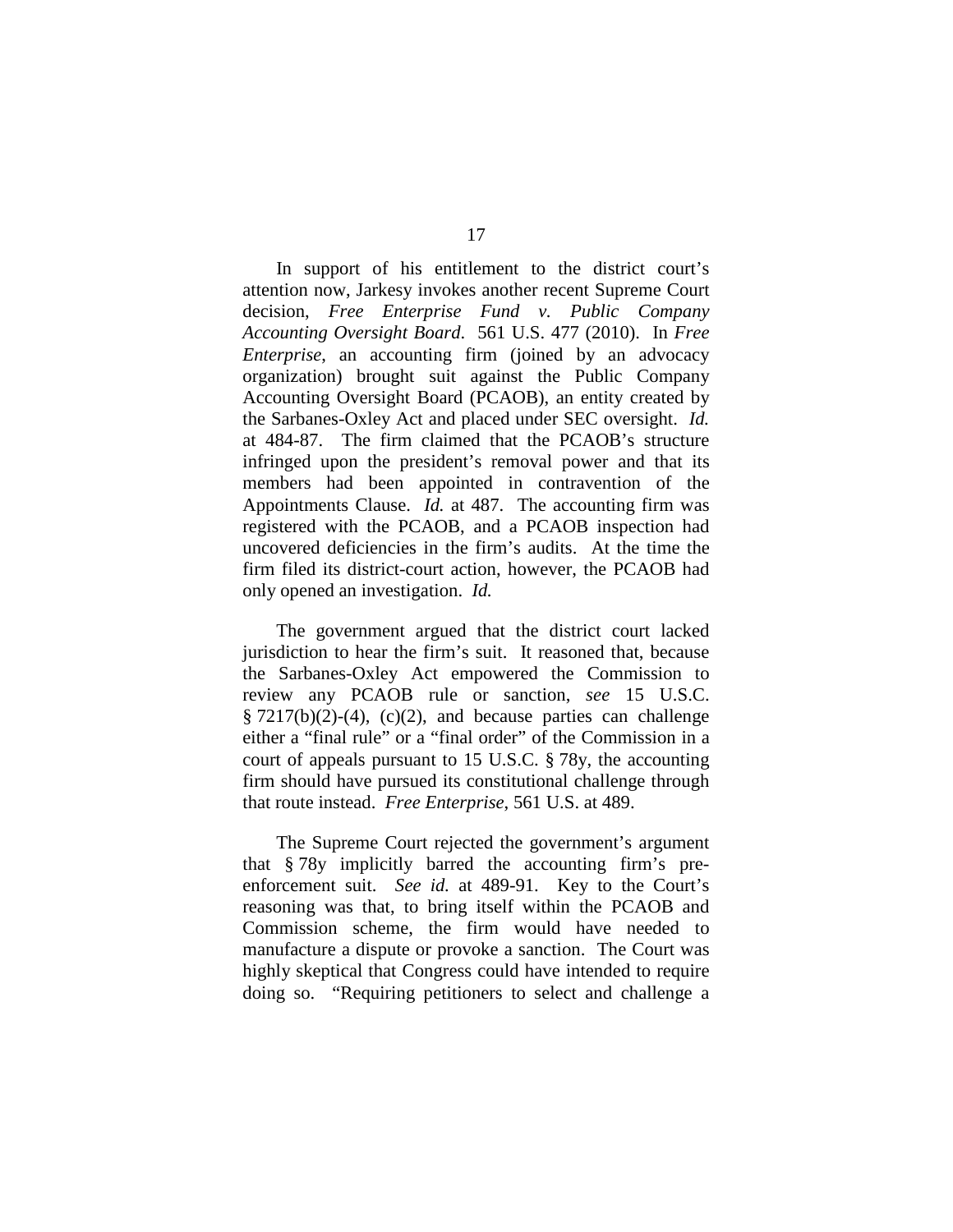In support of his entitlement to the district court's attention now, Jarkesy invokes another recent Supreme Court decision, *Free Enterprise Fund v. Public Company Accounting Oversight Board*. 561 U.S. 477 (2010). In *Free Enterprise*, an accounting firm (joined by an advocacy organization) brought suit against the Public Company Accounting Oversight Board (PCAOB), an entity created by the Sarbanes-Oxley Act and placed under SEC oversight. *Id.* at 484-87. The firm claimed that the PCAOB's structure infringed upon the president's removal power and that its members had been appointed in contravention of the Appointments Clause. *Id.* at 487. The accounting firm was registered with the PCAOB, and a PCAOB inspection had uncovered deficiencies in the firm's audits. At the time the firm filed its district-court action, however, the PCAOB had only opened an investigation. *Id.*

The government argued that the district court lacked jurisdiction to hear the firm's suit. It reasoned that, because the Sarbanes-Oxley Act empowered the Commission to review any PCAOB rule or sanction, *see* 15 U.S.C. § 7217(b)(2)-(4), (c)(2), and because parties can challenge either a "final rule" or a "final order" of the Commission in a court of appeals pursuant to 15 U.S.C. § 78y, the accounting firm should have pursued its constitutional challenge through that route instead. *Free Enterprise*, 561 U.S. at 489.

The Supreme Court rejected the government's argument that § 78y implicitly barred the accounting firm's pre-enforcement suit. *See id.* at 489-91. Key to the Court's reasoning was that, to bring itself within the PCAOB and Commission scheme, the firm would have needed to manufacture a dispute or provoke a sanction. The Court was highly skeptical that Congress could have intended to require doing so. "Requiring petitioners to select and challenge a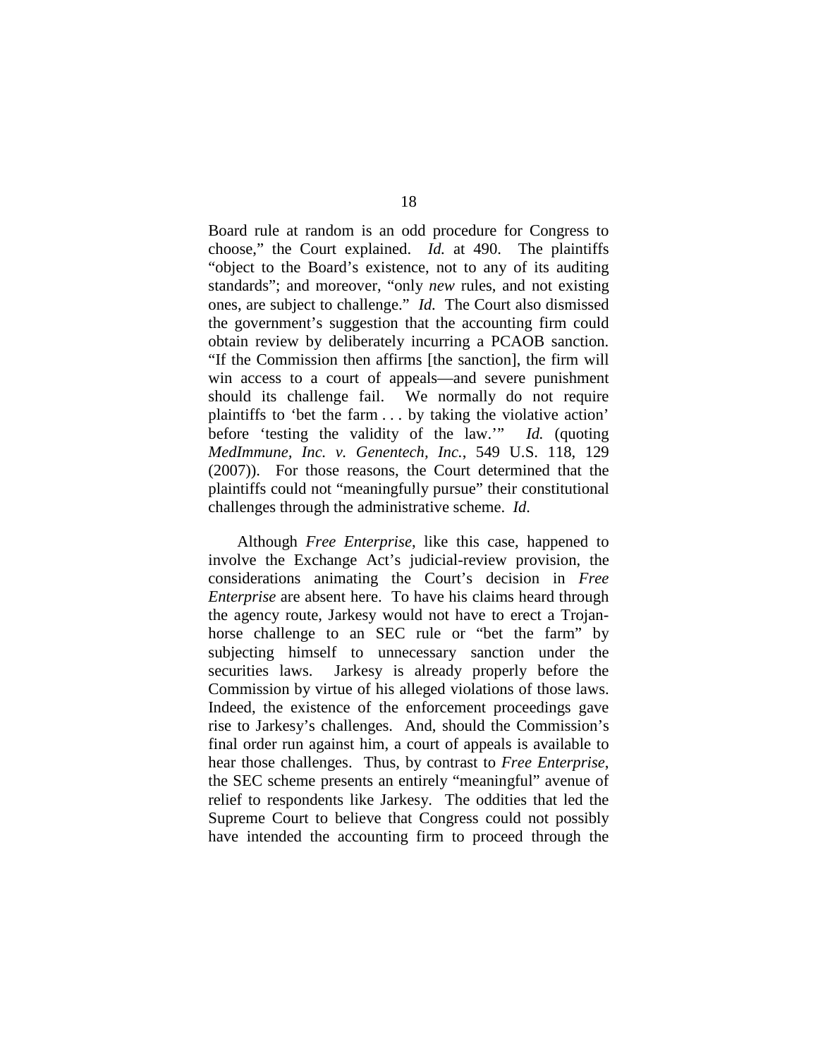Board rule at random is an odd procedure for Congress to choose," the Court explained. *Id.* at 490. The plaintiffs "object to the Board's existence, not to any of its auditing standards"; and moreover, "only *new* rules, and not existing ones, are subject to challenge." *Id.* The Court also dismissed the government's suggestion that the accounting firm could obtain review by deliberately incurring a PCAOB sanction. "If the Commission then affirms [the sanction], the firm will win access to a court of appeals—and severe punishment should its challenge fail. We normally do not require plaintiffs to 'bet the farm . . . by taking the violative action' before 'testing the validity of the law.'" *Id.* (quoting *MedImmune, Inc. v. Genentech, Inc.*, 549 U.S. 118, 129 (2007)). For those reasons, the Court determined that the plaintiffs could not "meaningfully pursue" their constitutional challenges through the administrative scheme. *Id.*

Although *Free Enterprise*, like this case, happened to involve the Exchange Act's judicial-review provision, the considerations animating the Court's decision in *Free Enterprise* are absent here. To have his claims heard through the agency route, Jarkesy would not have to erect a Trojan-horse challenge to an SEC rule or "bet the farm" by subjecting himself to unnecessary sanction under the securities laws. Jarkesy is already properly before the Commission by virtue of his alleged violations of those laws. Indeed, the existence of the enforcement proceedings gave rise to Jarkesy's challenges. And, should the Commission's final order run against him, a court of appeals is available to hear those challenges. Thus, by contrast to *Free Enterprise*, the SEC scheme presents an entirely "meaningful" avenue of relief to respondents like Jarkesy. The oddities that led the Supreme Court to believe that Congress could not possibly have intended the accounting firm to proceed through the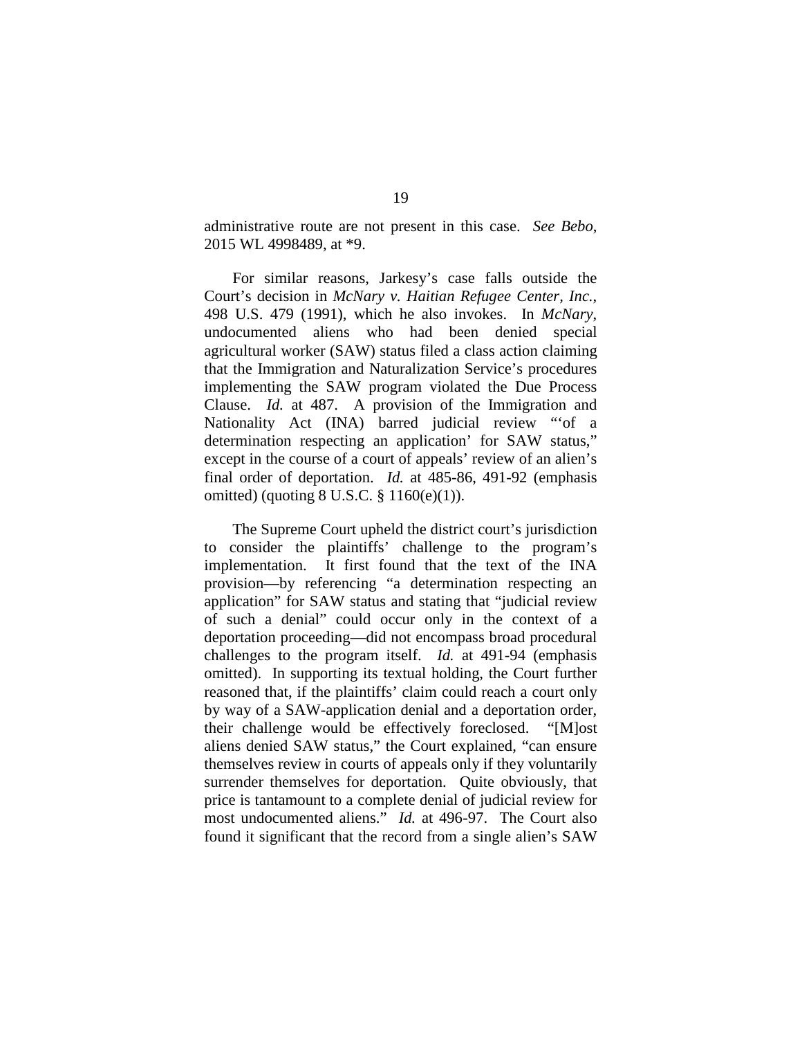administrative route are not present in this case. *See Bebo*, 2015 WL 4998489, at *9.

For similar reasons, Jarkesy's case falls outside the Court's decision in *McNary v. Haitian Refugee Center, Inc.*, 498 U.S. 479 (1991), which he also invokes. In *McNary*, undocumented aliens who had been denied special agricultural worker (SAW) status filed a class action claiming that the Immigration and Naturalization Service's procedures implementing the SAW program violated the Due Process Clause. *Id.* at 487. A provision of the Immigration and Nationality Act (INA) barred judicial review "'of a determination respecting an application' for SAW status," except in the course of a court of appeals' review of an alien's final order of deportation. *Id.* at 485-86, 491-92 (emphasis omitted) (quoting 8 U.S.C. § 1160(e)(1)).

The Supreme Court upheld the district court's jurisdiction to consider the plaintiffs' challenge to the program's implementation. It first found that the text of the INA provision—by referencing "a determination respecting an application" for SAW status and stating that "judicial review of such a denial" could occur only in the context of a deportation proceeding—did not encompass broad procedural challenges to the program itself. *Id.* at 491-94 (emphasis omitted). In supporting its textual holding, the Court further reasoned that, if the plaintiffs' claim could reach a court only by way of a SAW-application denial and a deportation order, their challenge would be effectively foreclosed. "[M]ost aliens denied SAW status," the Court explained, "can ensure themselves review in courts of appeals only if they voluntarily surrender themselves for deportation. Quite obviously, that price is tantamount to a complete denial of judicial review for most undocumented aliens." *Id.* at 496-97. The Court also found it significant that the record from a single alien's SAW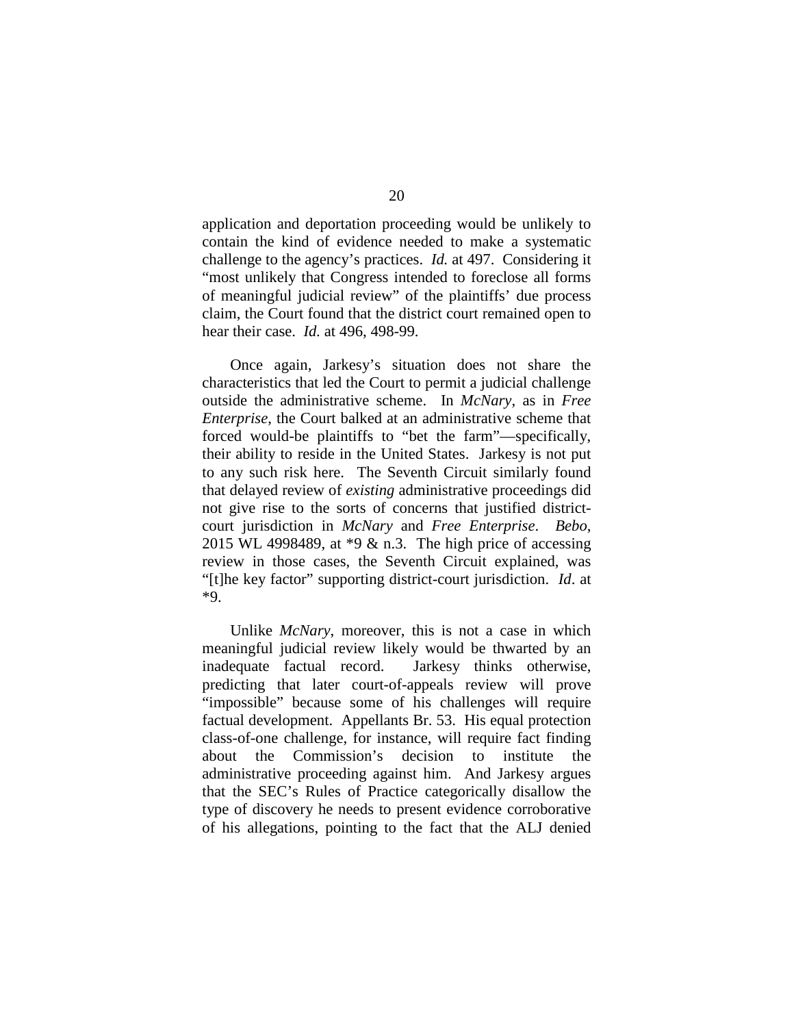application and deportation proceeding would be unlikely to contain the kind of evidence needed to make a systematic challenge to the agency's practices. *Id.* at 497. Considering it "most unlikely that Congress intended to foreclose all forms of meaningful judicial review" of the plaintiffs' due process claim, the Court found that the district court remained open to hear their case. *Id.* at 496, 498-99.

Once again, Jarkesy's situation does not share the characteristics that led the Court to permit a judicial challenge outside the administrative scheme. In *McNary*, as in *Free Enterprise*, the Court balked at an administrative scheme that forced would-be plaintiffs to "bet the farm"—specifically, their ability to reside in the United States. Jarkesy is not put to any such risk here. The Seventh Circuit similarly found that delayed review of *existing* administrative proceedings did not give rise to the sorts of concerns that justified district-court jurisdiction in *McNary* and *Free Enterprise*. *Bebo*, 2015 WL 4998489, at *9 & n.3. The high price of accessing review in those cases, the Seventh Circuit explained, was "[t]he key factor" supporting district-court jurisdiction. *Id*. at *9.

Unlike *McNary*, moreover, this is not a case in which meaningful judicial review likely would be thwarted by an inadequate factual record. Jarkesy thinks otherwise, predicting that later court-of-appeals review will prove "impossible" because some of his challenges will require factual development. Appellants Br. 53. His equal protection class-of-one challenge, for instance, will require fact finding about the Commission's decision to institute the administrative proceeding against him. And Jarkesy argues that the SEC's Rules of Practice categorically disallow the type of discovery he needs to present evidence corroborative of his allegations, pointing to the fact that the ALJ denied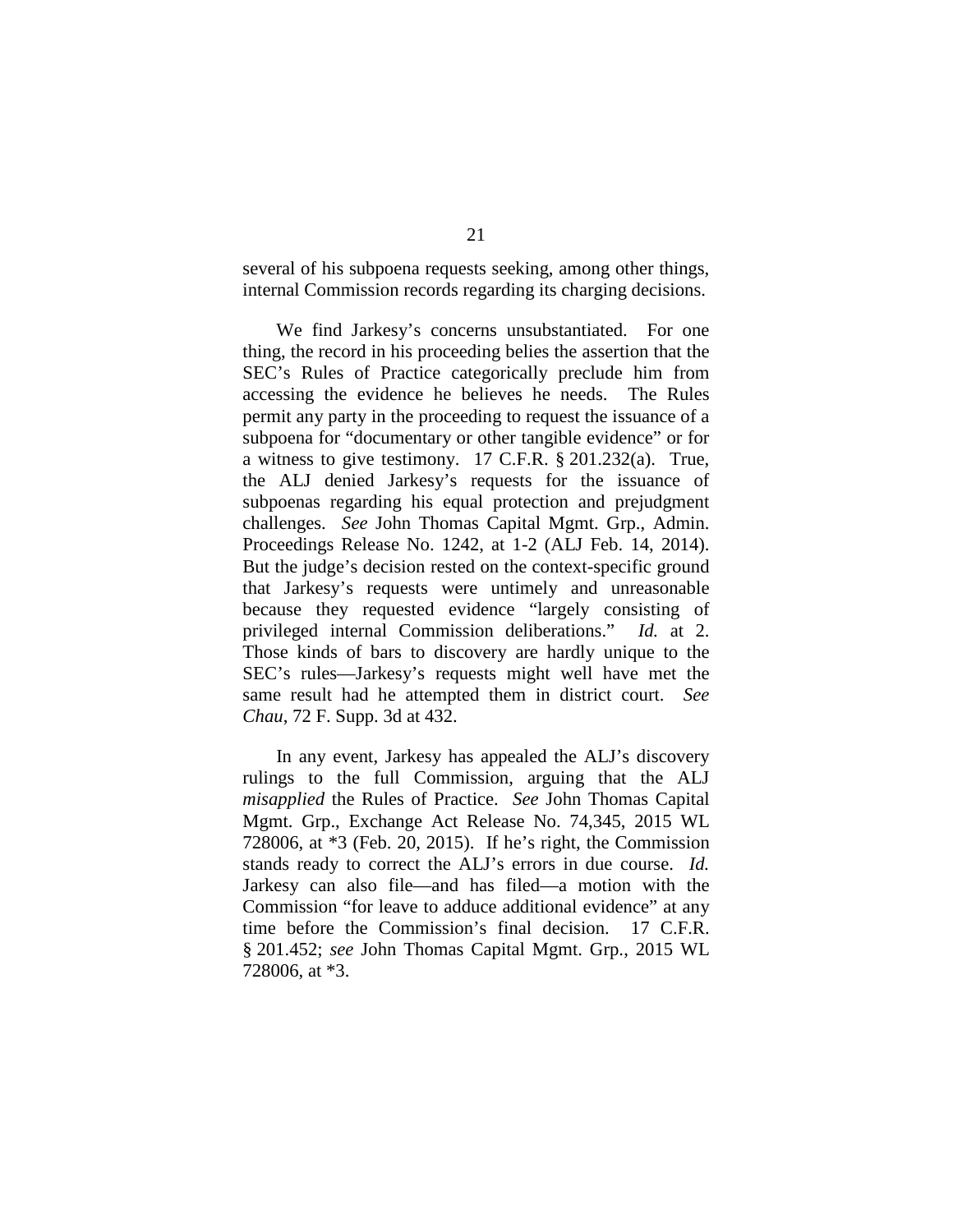several of his subpoena requests seeking, among other things, internal Commission records regarding its charging decisions.

We find Jarkesy's concerns unsubstantiated. For one thing, the record in his proceeding belies the assertion that the SEC's Rules of Practice categorically preclude him from accessing the evidence he believes he needs. The Rules permit any party in the proceeding to request the issuance of a subpoena for "documentary or other tangible evidence" or for a witness to give testimony. 17 C.F.R. § 201.232(a). True, the ALJ denied Jarkesy's requests for the issuance of subpoenas regarding his equal protection and prejudgment challenges. *See* John Thomas Capital Mgmt. Grp., Admin. Proceedings Release No. 1242, at 1-2 (ALJ Feb. 14, 2014). But the judge's decision rested on the context-specific ground that Jarkesy's requests were untimely and unreasonable because they requested evidence "largely consisting of privileged internal Commission deliberations." *Id.* at 2. Those kinds of bars to discovery are hardly unique to the SEC's rules—Jarkesy's requests might well have met the same result had he attempted them in district court. *See Chau*, 72 F. Supp. 3d at 432.

In any event, Jarkesy has appealed the ALJ's discovery rulings to the full Commission, arguing that the ALJ *misapplied* the Rules of Practice. *See* John Thomas Capital Mgmt. Grp., Exchange Act Release No. 74,345, 2015 WL 728006, at *3 (Feb. 20, 2015). If he's right, the Commission stands ready to correct the ALJ's errors in due course. *Id.* Jarkesy can also file—and has filed—a motion with the Commission "for leave to adduce additional evidence" at any time before the Commission's final decision. 17 C.F.R. § 201.452; *see* John Thomas Capital Mgmt. Grp., 2015 WL 728006, at *3.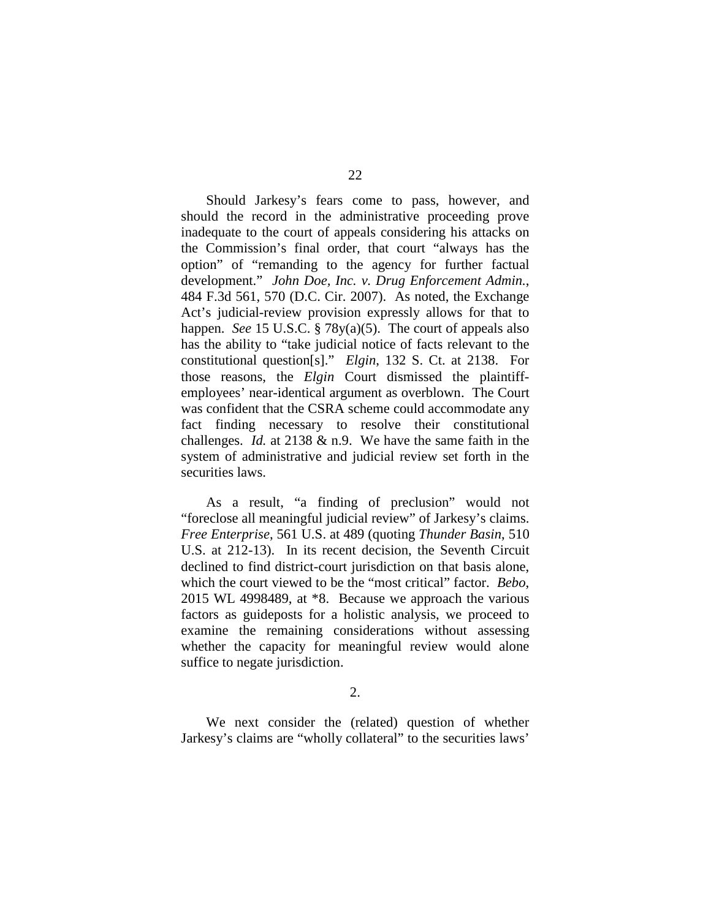Should Jarkesy's fears come to pass, however, and should the record in the administrative proceeding prove inadequate to the court of appeals considering his attacks on the Commission's final order, that court "always has the option" of "remanding to the agency for further factual development." *John Doe, Inc. v. Drug Enforcement Admin.*, 484 F.3d 561, 570 (D.C. Cir. 2007). As noted, the Exchange Act's judicial-review provision expressly allows for that to happen. *See* 15 U.S.C. § 78y(a)(5). The court of appeals also has the ability to "take judicial notice of facts relevant to the constitutional question[s]." *Elgin*, 132 S. Ct. at 2138. For those reasons, the *Elgin* Court dismissed the plaintiff-employees' near-identical argument as overblown. The Court was confident that the CSRA scheme could accommodate any fact finding necessary to resolve their constitutional challenges. *Id.* at 2138 & n.9. We have the same faith in the system of administrative and judicial review set forth in the securities laws.

As a result, "a finding of preclusion" would not "foreclose all meaningful judicial review" of Jarkesy's claims. *Free Enterprise*, 561 U.S. at 489 (quoting *Thunder Basin*, 510 U.S. at 212-13). In its recent decision, the Seventh Circuit declined to find district-court jurisdiction on that basis alone, which the court viewed to be the "most critical" factor. *Bebo*, 2015 WL 4998489, at *8. Because we approach the various factors as guideposts for a holistic analysis, we proceed to examine the remaining considerations without assessing whether the capacity for meaningful review would alone suffice to negate jurisdiction.

2.

We next consider the (related) question of whether Jarkesy's claims are "wholly collateral" to the securities laws'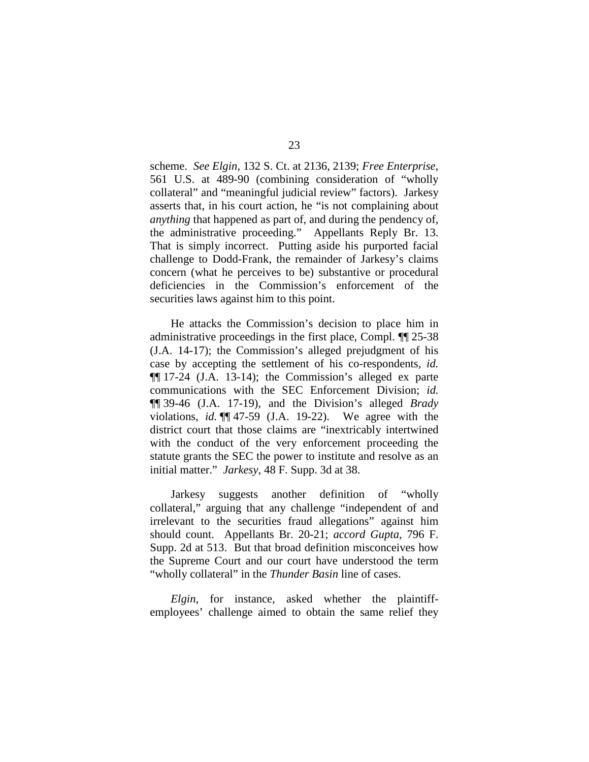scheme. *See Elgin*, 132 S. Ct. at 2136, 2139; *Free Enterprise*, 561 U.S. at 489-90 (combining consideration of "wholly collateral" and "meaningful judicial review" factors). Jarkesy asserts that, in his court action, he "is not complaining about *anything* that happened as part of, and during the pendency of, the administrative proceeding." Appellants Reply Br. 13. That is simply incorrect. Putting aside his purported facial challenge to Dodd-Frank, the remainder of Jarkesy's claims concern (what he perceives to be) substantive or procedural deficiencies in the Commission's enforcement of the securities laws against him to this point.

He attacks the Commission's decision to place him in administrative proceedings in the first place, Compl. ¶¶ 25-38 (J.A. 14-17); the Commission's alleged prejudgment of his case by accepting the settlement of his co-respondents, *id.* ¶¶ 17-24 (J.A. 13-14); the Commission's alleged ex parte communications with the SEC Enforcement Division; *id.* ¶¶ 39-46 (J.A. 17-19), and the Division's alleged *Brady* violations, *id.* ¶¶ 47-59 (J.A. 19-22). We agree with the district court that those claims are "inextricably intertwined with the conduct of the very enforcement proceeding the statute grants the SEC the power to institute and resolve as an initial matter." *Jarkesy*, 48 F. Supp. 3d at 38.

Jarkesy suggests another definition of "wholly collateral," arguing that any challenge "independent of and irrelevant to the securities fraud allegations" against him should count. Appellants Br. 20-21; *accord Gupta*, 796 F. Supp. 2d at 513. But that broad definition misconceives how the Supreme Court and our court have understood the term "wholly collateral" in the *Thunder Basin* line of cases.

*Elgin*, for instance, asked whether the plaintiff-employees' challenge aimed to obtain the same relief they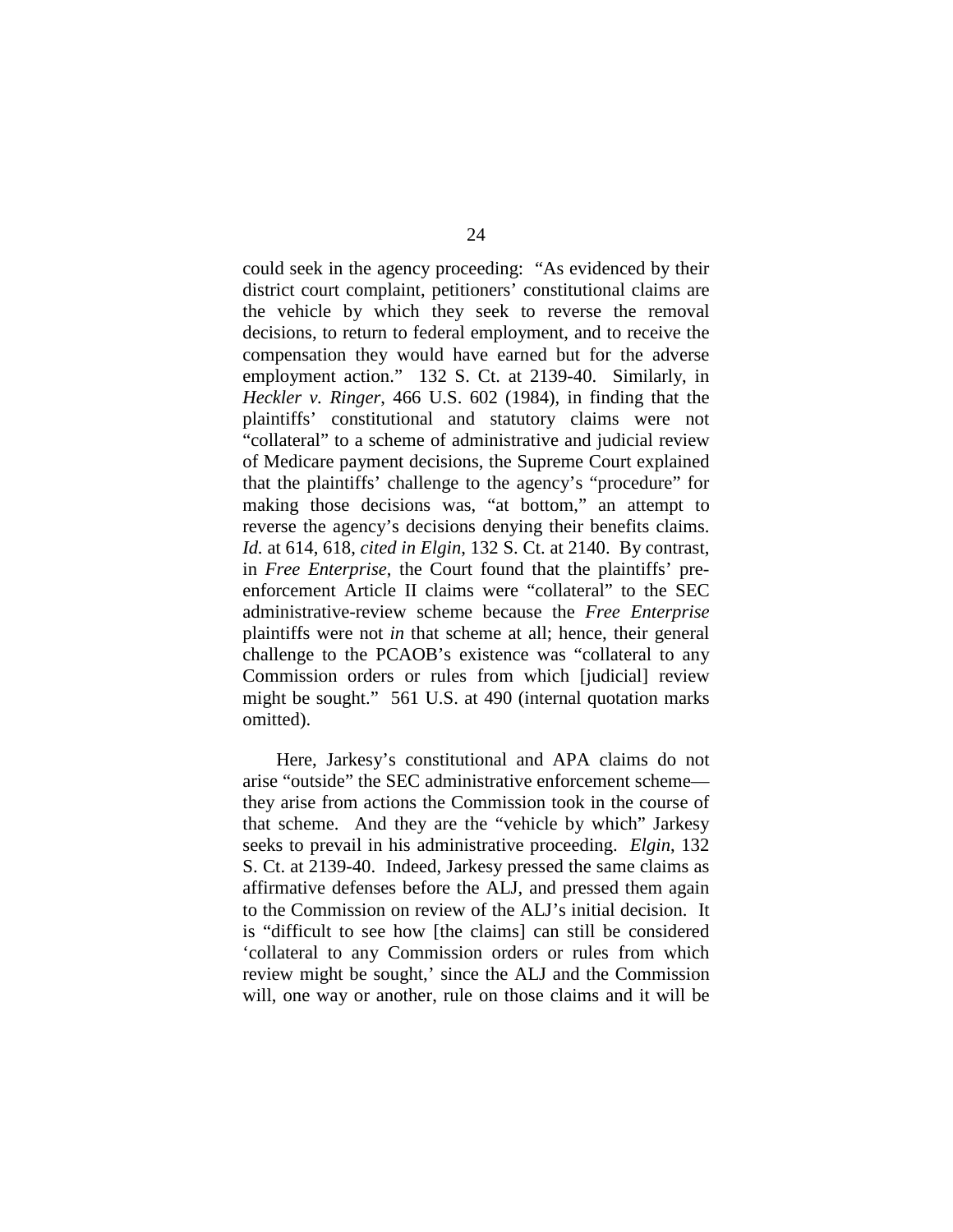could seek in the agency proceeding: "As evidenced by their district court complaint, petitioners' constitutional claims are the vehicle by which they seek to reverse the removal decisions, to return to federal employment, and to receive the compensation they would have earned but for the adverse employment action." 132 S. Ct. at 2139-40. Similarly, in *Heckler v. Ringer*, 466 U.S. 602 (1984), in finding that the plaintiffs' constitutional and statutory claims were not "collateral" to a scheme of administrative and judicial review of Medicare payment decisions, the Supreme Court explained that the plaintiffs' challenge to the agency's "procedure" for making those decisions was, "at bottom," an attempt to reverse the agency's decisions denying their benefits claims. *Id.* at 614, 618, *cited in Elgin*, 132 S. Ct. at 2140. By contrast, in *Free Enterprise*, the Court found that the plaintiffs' pre-enforcement Article II claims were "collateral" to the SEC administrative-review scheme because the *Free Enterprise* plaintiffs were not *in* that scheme at all; hence, their general challenge to the PCAOB's existence was "collateral to any Commission orders or rules from which [judicial] review might be sought." 561 U.S. at 490 (internal quotation marks omitted).

Here, Jarkesy's constitutional and APA claims do not arise "outside" the SEC administrative enforcement scheme—they arise from actions the Commission took in the course of that scheme. And they are the "vehicle by which" Jarkesy seeks to prevail in his administrative proceeding. *Elgin*, 132 S. Ct. at 2139-40. Indeed, Jarkesy pressed the same claims as affirmative defenses before the ALJ, and pressed them again to the Commission on review of the ALJ's initial decision. It is "difficult to see how [the claims] can still be considered 'collateral to any Commission orders or rules from which review might be sought,' since the ALJ and the Commission will, one way or another, rule on those claims and it will be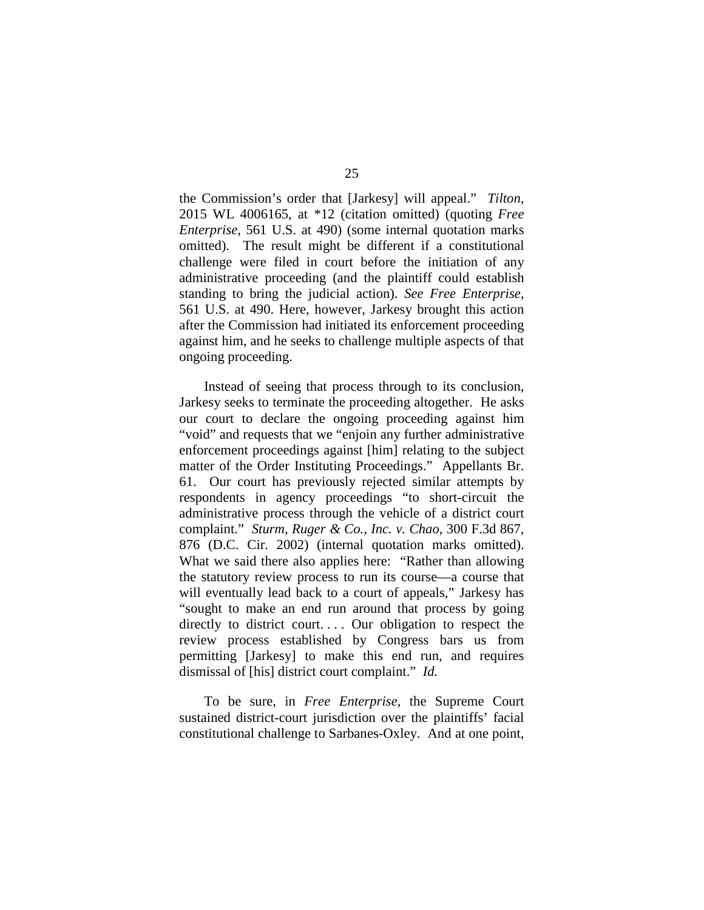the Commission's order that [Jarkesy] will appeal." *Tilton*, 2015 WL 4006165, at *12 (citation omitted) (quoting *Free Enterprise*, 561 U.S. at 490) (some internal quotation marks omitted). The result might be different if a constitutional challenge were filed in court before the initiation of any administrative proceeding (and the plaintiff could establish standing to bring the judicial action). *See Free Enterprise*, 561 U.S. at 490. Here, however, Jarkesy brought this action after the Commission had initiated its enforcement proceeding against him, and he seeks to challenge multiple aspects of that ongoing proceeding.

Instead of seeing that process through to its conclusion, Jarkesy seeks to terminate the proceeding altogether. He asks our court to declare the ongoing proceeding against him "void" and requests that we "enjoin any further administrative enforcement proceedings against [him] relating to the subject matter of the Order Instituting Proceedings." Appellants Br. 61. Our court has previously rejected similar attempts by respondents in agency proceedings "to short-circuit the administrative process through the vehicle of a district court complaint." *Sturm, Ruger & Co., Inc. v. Chao*, 300 F.3d 867, 876 (D.C. Cir. 2002) (internal quotation marks omitted). What we said there also applies here: "Rather than allowing the statutory review process to run its course—a course that will eventually lead back to a court of appeals," Jarkesy has "sought to make an end run around that process by going directly to district court. . . . Our obligation to respect the review process established by Congress bars us from permitting [Jarkesy] to make this end run, and requires dismissal of [his] district court complaint." *Id.*

To be sure, in *Free Enterprise*, the Supreme Court sustained district-court jurisdiction over the plaintiffs' facial constitutional challenge to Sarbanes-Oxley. And at one point,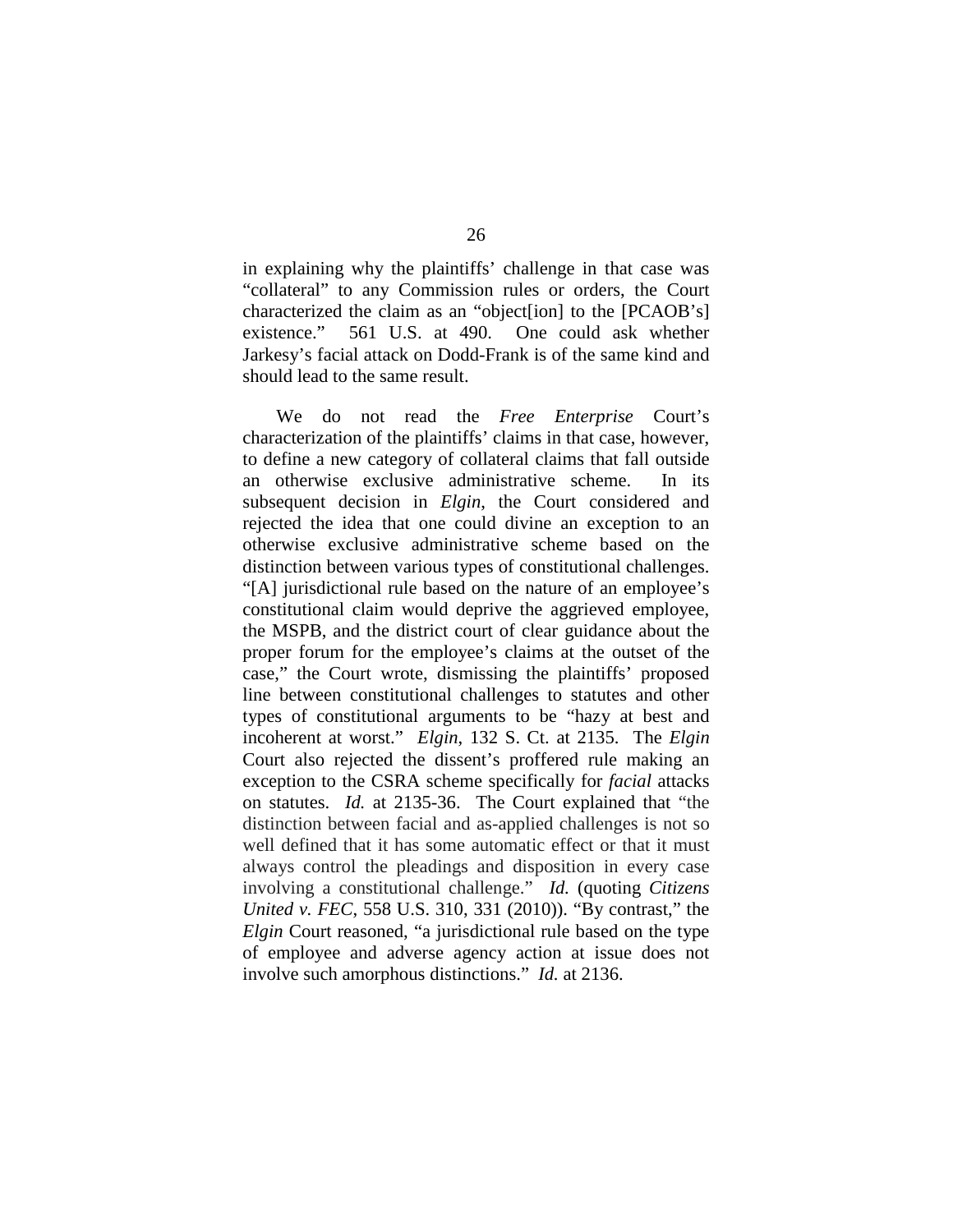in explaining why the plaintiffs' challenge in that case was "collateral" to any Commission rules or orders, the Court characterized the claim as an "object[ion] to the [PCAOB's] existence." 561 U.S. at 490. One could ask whether Jarkesy's facial attack on Dodd-Frank is of the same kind and should lead to the same result.

We do not read the *Free Enterprise* Court's characterization of the plaintiffs' claims in that case, however, to define a new category of collateral claims that fall outside an otherwise exclusive administrative scheme. In its subsequent decision in *Elgin*, the Court considered and rejected the idea that one could divine an exception to an otherwise exclusive administrative scheme based on the distinction between various types of constitutional challenges. "[A] jurisdictional rule based on the nature of an employee's constitutional claim would deprive the aggrieved employee, the MSPB, and the district court of clear guidance about the proper forum for the employee's claims at the outset of the case," the Court wrote, dismissing the plaintiffs' proposed line between constitutional challenges to statutes and other types of constitutional arguments to be "hazy at best and incoherent at worst." *Elgin*, 132 S. Ct. at 2135. The *Elgin* Court also rejected the dissent's proffered rule making an exception to the CSRA scheme specifically for *facial* attacks on statutes. *Id.* at 2135-36. The Court explained that "the distinction between facial and as-applied challenges is not so well defined that it has some automatic effect or that it must always control the pleadings and disposition in every case involving a constitutional challenge." *Id.* (quoting *Citizens United v. FEC*, 558 U.S. 310, 331 (2010)). "By contrast," the *Elgin* Court reasoned, "a jurisdictional rule based on the type of employee and adverse agency action at issue does not involve such amorphous distinctions." *Id.* at 2136.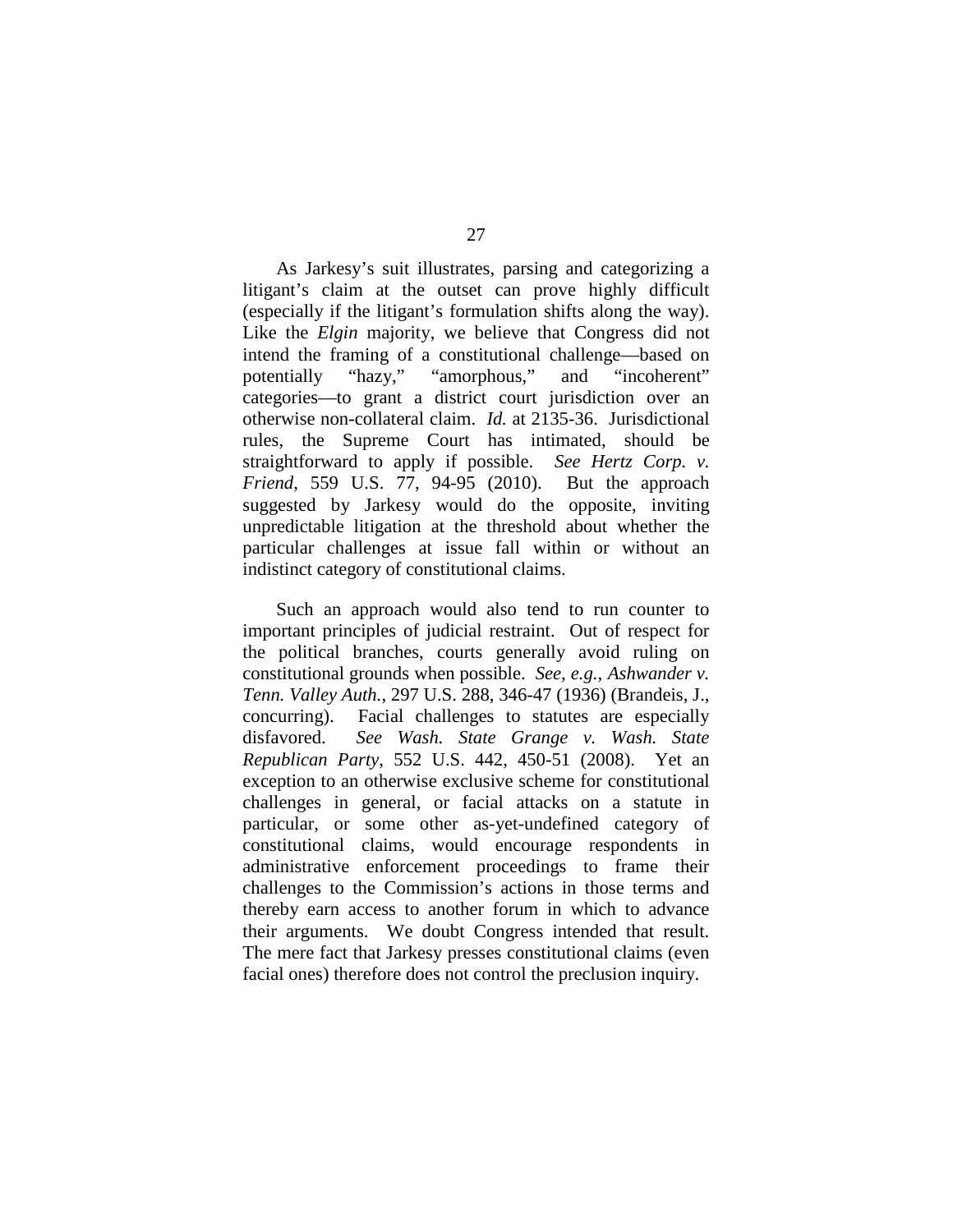As Jarkesy's suit illustrates, parsing and categorizing a litigant's claim at the outset can prove highly difficult (especially if the litigant's formulation shifts along the way). Like the *Elgin* majority, we believe that Congress did not intend the framing of a constitutional challenge—based on potentially "hazy," "amorphous," and "incoherent" categories—to grant a district court jurisdiction over an otherwise non-collateral claim. *Id.* at 2135-36. Jurisdictional rules, the Supreme Court has intimated, should be straightforward to apply if possible. *See Hertz Corp. v. Friend*, 559 U.S. 77, 94-95 (2010). But the approach suggested by Jarkesy would do the opposite, inviting unpredictable litigation at the threshold about whether the particular challenges at issue fall within or without an indistinct category of constitutional claims.

Such an approach would also tend to run counter to important principles of judicial restraint. Out of respect for the political branches, courts generally avoid ruling on constitutional grounds when possible. *See, e.g.*, *Ashwander v. Tenn. Valley Auth.*, 297 U.S. 288, 346-47 (1936) (Brandeis, J., concurring). Facial challenges to statutes are especially disfavored. *See Wash. State Grange v. Wash. State Republican Party*, 552 U.S. 442, 450-51 (2008). Yet an exception to an otherwise exclusive scheme for constitutional challenges in general, or facial attacks on a statute in particular, or some other as-yet-undefined category of constitutional claims, would encourage respondents in administrative enforcement proceedings to frame their challenges to the Commission's actions in those terms and thereby earn access to another forum in which to advance their arguments. We doubt Congress intended that result. The mere fact that Jarkesy presses constitutional claims (even facial ones) therefore does not control the preclusion inquiry.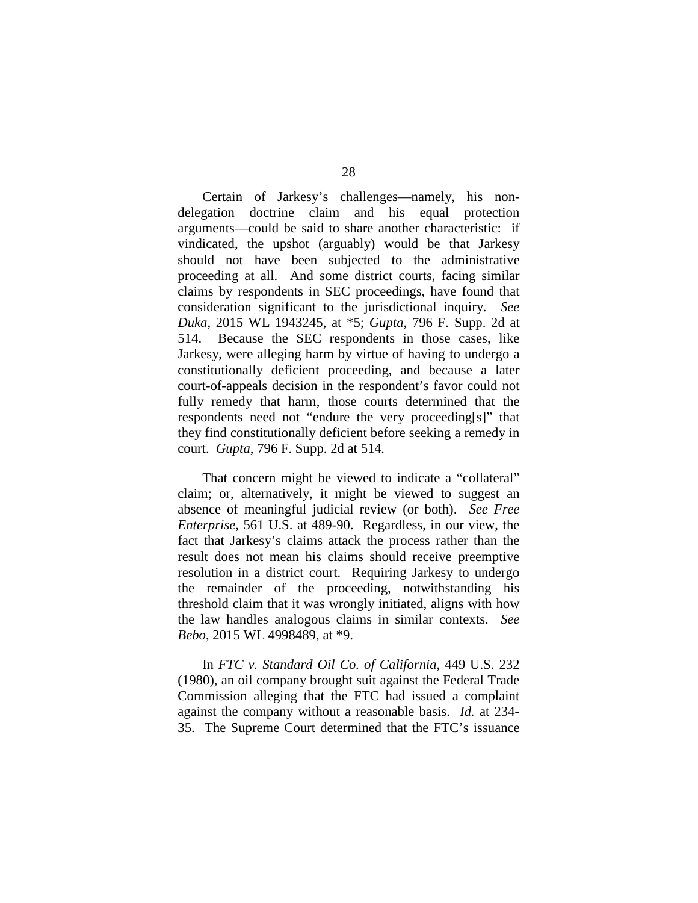Certain of Jarkesy's challenges—namely, his non-delegation doctrine claim and his equal protection arguments—could be said to share another characteristic: if vindicated, the upshot (arguably) would be that Jarkesy should not have been subjected to the administrative proceeding at all. And some district courts, facing similar claims by respondents in SEC proceedings, have found that consideration significant to the jurisdictional inquiry. *See Duka*, 2015 WL 1943245, at *5; *Gupta*, 796 F. Supp. 2d at 514. Because the SEC respondents in those cases, like Jarkesy, were alleging harm by virtue of having to undergo a constitutionally deficient proceeding, and because a later court-of-appeals decision in the respondent's favor could not fully remedy that harm, those courts determined that the respondents need not "endure the very proceeding[s]" that they find constitutionally deficient before seeking a remedy in court. *Gupta*, 796 F. Supp. 2d at 514*.*

That concern might be viewed to indicate a "collateral" claim; or, alternatively, it might be viewed to suggest an absence of meaningful judicial review (or both). *See Free Enterprise*, 561 U.S. at 489-90. Regardless, in our view, the fact that Jarkesy's claims attack the process rather than the result does not mean his claims should receive preemptive resolution in a district court. Requiring Jarkesy to undergo the remainder of the proceeding, notwithstanding his threshold claim that it was wrongly initiated, aligns with how the law handles analogous claims in similar contexts. *See Bebo*, 2015 WL 4998489, at *9.

In *FTC v. Standard Oil Co. of California*, 449 U.S. 232 (1980), an oil company brought suit against the Federal Trade Commission alleging that the FTC had issued a complaint against the company without a reasonable basis. *Id.* at 234-35. The Supreme Court determined that the FTC's issuance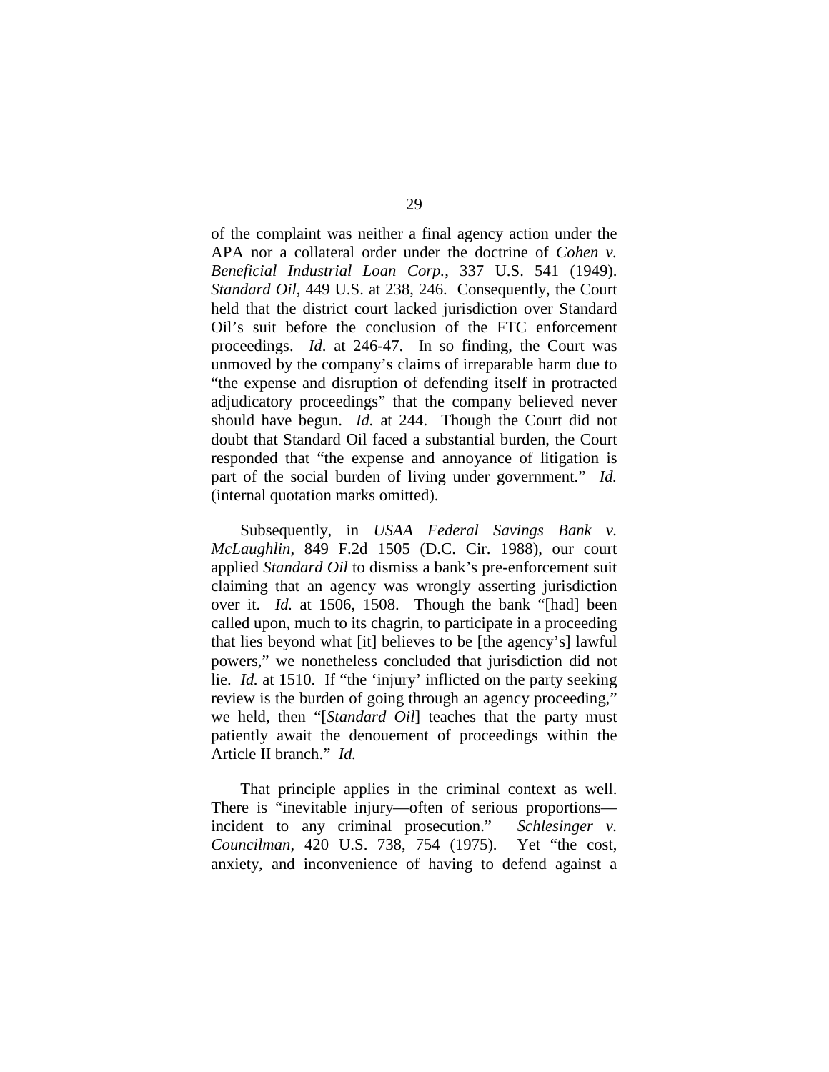of the complaint was neither a final agency action under the APA nor a collateral order under the doctrine of *Cohen v. Beneficial Industrial Loan Corp.*, 337 U.S. 541 (1949). *Standard Oil*, 449 U.S. at 238, 246. Consequently, the Court held that the district court lacked jurisdiction over Standard Oil's suit before the conclusion of the FTC enforcement proceedings. *Id.* at 246-47. In so finding, the Court was unmoved by the company's claims of irreparable harm due to "the expense and disruption of defending itself in protracted adjudicatory proceedings" that the company believed never should have begun. *Id.* at 244. Though the Court did not doubt that Standard Oil faced a substantial burden, the Court responded that "the expense and annoyance of litigation is part of the social burden of living under government." *Id.* (internal quotation marks omitted).

Subsequently, in *USAA Federal Savings Bank v. McLaughlin*, 849 F.2d 1505 (D.C. Cir. 1988), our court applied *Standard Oil* to dismiss a bank's pre-enforcement suit claiming that an agency was wrongly asserting jurisdiction over it. *Id.* at 1506, 1508. Though the bank "[had] been called upon, much to its chagrin, to participate in a proceeding that lies beyond what [it] believes to be [the agency's] lawful powers," we nonetheless concluded that jurisdiction did not lie. *Id.* at 1510. If "the 'injury' inflicted on the party seeking review is the burden of going through an agency proceeding," we held, then "[*Standard Oil*] teaches that the party must patiently await the denouement of proceedings within the Article II branch." *Id.*

That principle applies in the criminal context as well. There is "inevitable injury—often of serious proportions—incident to any criminal prosecution." *Schlesinger v. Councilman*, 420 U.S. 738, 754 (1975). Yet "the cost, anxiety, and inconvenience of having to defend against a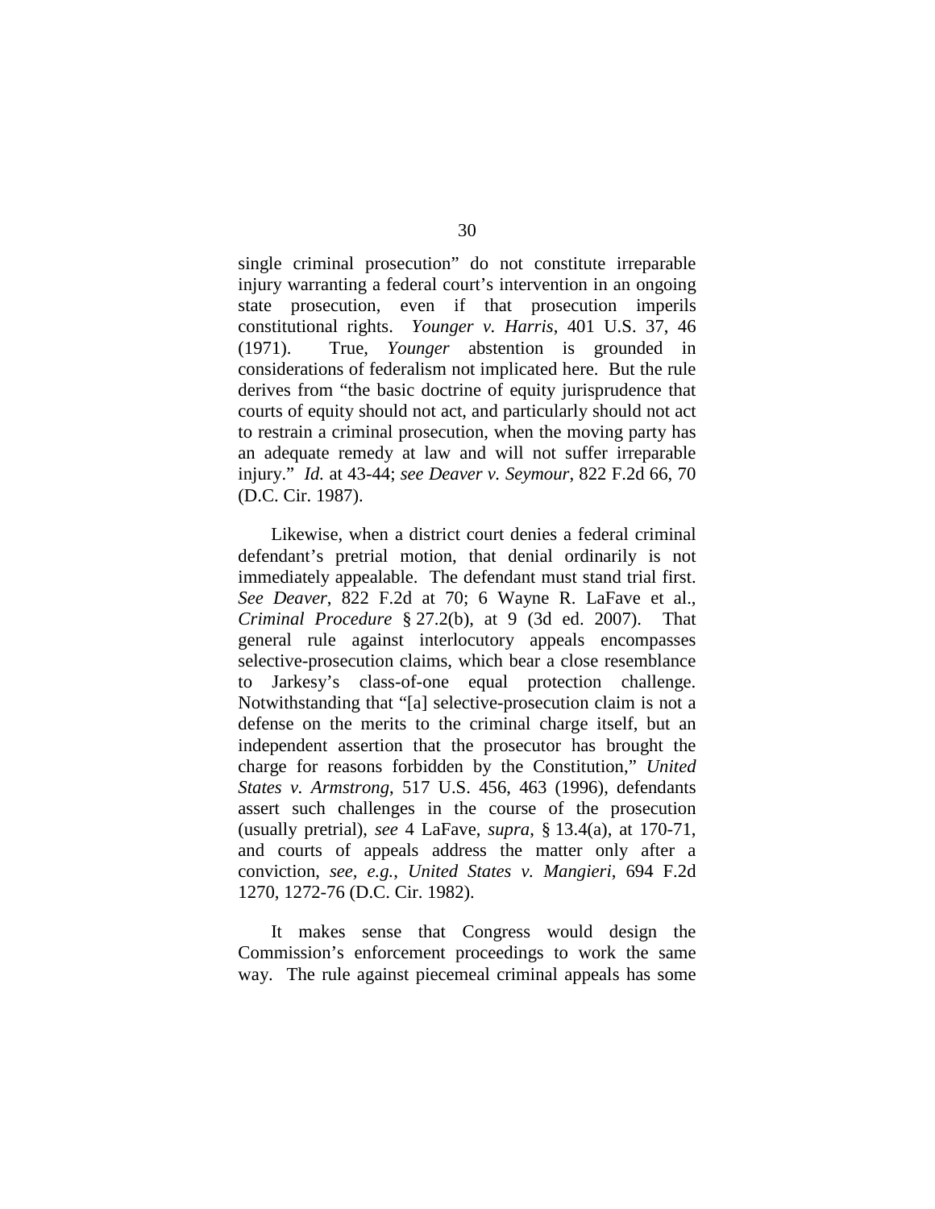single criminal prosecution" do not constitute irreparable injury warranting a federal court's intervention in an ongoing state prosecution, even if that prosecution imperils constitutional rights. *Younger v. Harris*, 401 U.S. 37, 46 (1971). True, *Younger* abstention is grounded in considerations of federalism not implicated here. But the rule derives from "the basic doctrine of equity jurisprudence that courts of equity should not act, and particularly should not act to restrain a criminal prosecution, when the moving party has an adequate remedy at law and will not suffer irreparable injury." *Id.* at 43-44; *see Deaver v. Seymour*, 822 F.2d 66, 70 (D.C. Cir. 1987).

Likewise, when a district court denies a federal criminal defendant's pretrial motion, that denial ordinarily is not immediately appealable. The defendant must stand trial first. *See Deaver*, 822 F.2d at 70; 6 Wayne R. LaFave et al., *Criminal Procedure* § 27.2(b), at 9 (3d ed. 2007). That general rule against interlocutory appeals encompasses selective-prosecution claims, which bear a close resemblance to Jarkesy's class-of-one equal protection challenge. Notwithstanding that "[a] selective-prosecution claim is not a defense on the merits to the criminal charge itself, but an independent assertion that the prosecutor has brought the charge for reasons forbidden by the Constitution," *United States v. Armstrong*, 517 U.S. 456, 463 (1996), defendants assert such challenges in the course of the prosecution (usually pretrial), *see* 4 LaFave, *supra*, § 13.4(a), at 170-71, and courts of appeals address the matter only after a conviction, *see, e.g.*, *United States v. Mangieri*, 694 F.2d 1270, 1272-76 (D.C. Cir. 1982).

It makes sense that Congress would design the Commission's enforcement proceedings to work the same way. The rule against piecemeal criminal appeals has some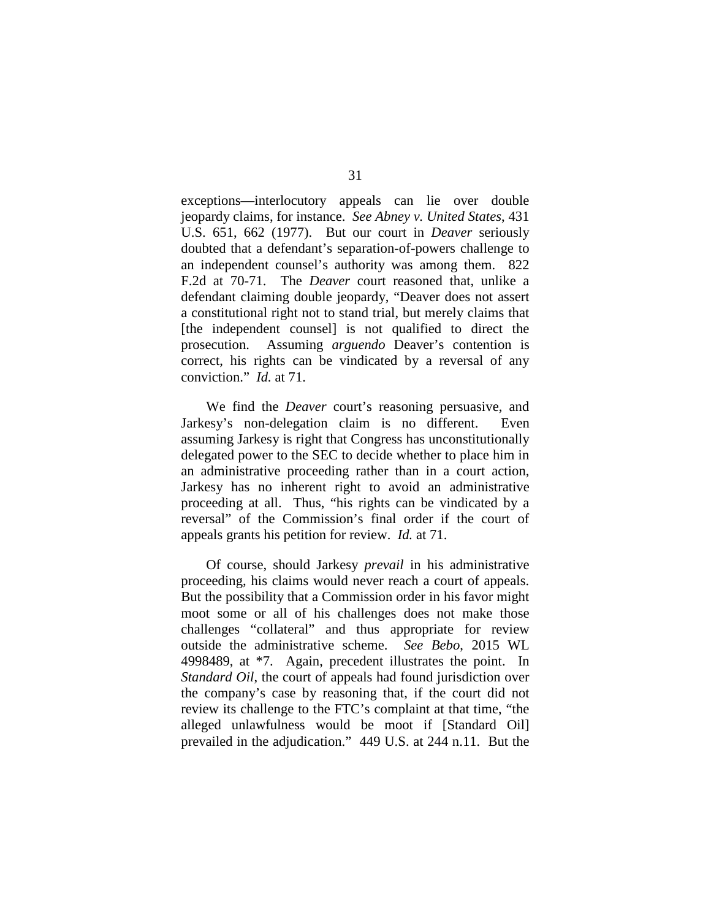exceptions—interlocutory appeals can lie over double jeopardy claims, for instance. *See Abney v. United States*, 431 U.S. 651, 662 (1977). But our court in *Deaver* seriously doubted that a defendant's separation-of-powers challenge to an independent counsel's authority was among them. 822 F.2d at 70-71. The *Deaver* court reasoned that, unlike a defendant claiming double jeopardy, "Deaver does not assert a constitutional right not to stand trial, but merely claims that [the independent counsel] is not qualified to direct the prosecution. Assuming *arguendo* Deaver's contention is correct, his rights can be vindicated by a reversal of any conviction." *Id.* at 71.

We find the *Deaver* court's reasoning persuasive, and Jarkesy's non-delegation claim is no different. Even assuming Jarkesy is right that Congress has unconstitutionally delegated power to the SEC to decide whether to place him in an administrative proceeding rather than in a court action, Jarkesy has no inherent right to avoid an administrative proceeding at all. Thus, "his rights can be vindicated by a reversal" of the Commission's final order if the court of appeals grants his petition for review. *Id.* at 71.

Of course, should Jarkesy *prevail* in his administrative proceeding, his claims would never reach a court of appeals. But the possibility that a Commission order in his favor might moot some or all of his challenges does not make those challenges "collateral" and thus appropriate for review outside the administrative scheme. *See Bebo*, 2015 WL 4998489, at *7. Again, precedent illustrates the point. In *Standard Oil*, the court of appeals had found jurisdiction over the company's case by reasoning that, if the court did not review its challenge to the FTC's complaint at that time, "the alleged unlawfulness would be moot if [Standard Oil] prevailed in the adjudication." 449 U.S. at 244 n.11. But the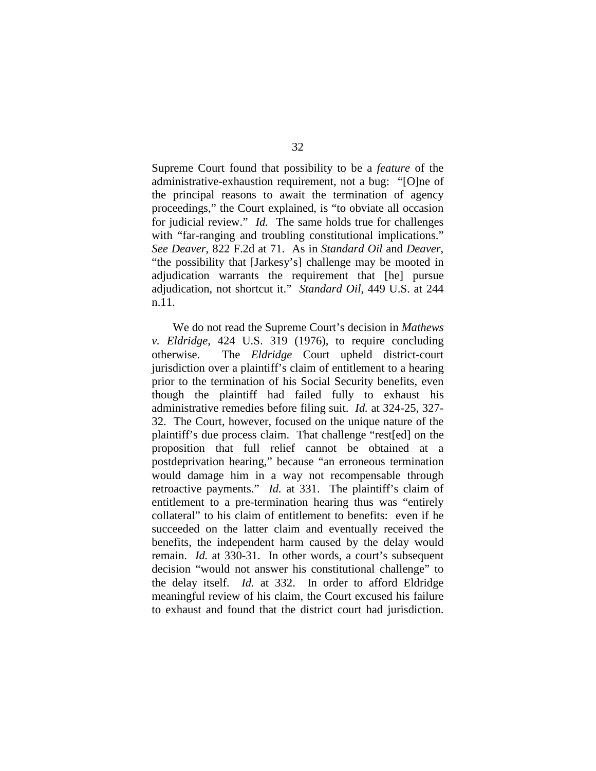Supreme Court found that possibility to be a *feature* of the administrative-exhaustion requirement, not a bug: "[O]ne of the principal reasons to await the termination of agency proceedings," the Court explained, is "to obviate all occasion for judicial review." *Id.* The same holds true for challenges with "far-ranging and troubling constitutional implications." *See Deaver*, 822 F.2d at 71. As in *Standard Oil* and *Deaver*, "the possibility that [Jarkesy's] challenge may be mooted in adjudication warrants the requirement that [he] pursue adjudication, not shortcut it." *Standard Oil*, 449 U.S. at 244 n.11.

We do not read the Supreme Court's decision in *Mathews v. Eldridge*, 424 U.S. 319 (1976), to require concluding otherwise. The *Eldridge* Court upheld district-court jurisdiction over a plaintiff's claim of entitlement to a hearing prior to the termination of his Social Security benefits, even though the plaintiff had failed fully to exhaust his administrative remedies before filing suit. *Id.* at 324-25, 327-32. The Court, however, focused on the unique nature of the plaintiff's due process claim. That challenge "rest[ed] on the proposition that full relief cannot be obtained at a postdeprivation hearing," because "an erroneous termination would damage him in a way not recompensable through retroactive payments." *Id.* at 331. The plaintiff's claim of entitlement to a pre-termination hearing thus was "entirely collateral" to his claim of entitlement to benefits: even if he succeeded on the latter claim and eventually received the benefits, the independent harm caused by the delay would remain. *Id.* at 330-31. In other words, a court's subsequent decision "would not answer his constitutional challenge" to the delay itself. *Id.* at 332. In order to afford Eldridge meaningful review of his claim, the Court excused his failure to exhaust and found that the district court had jurisdiction.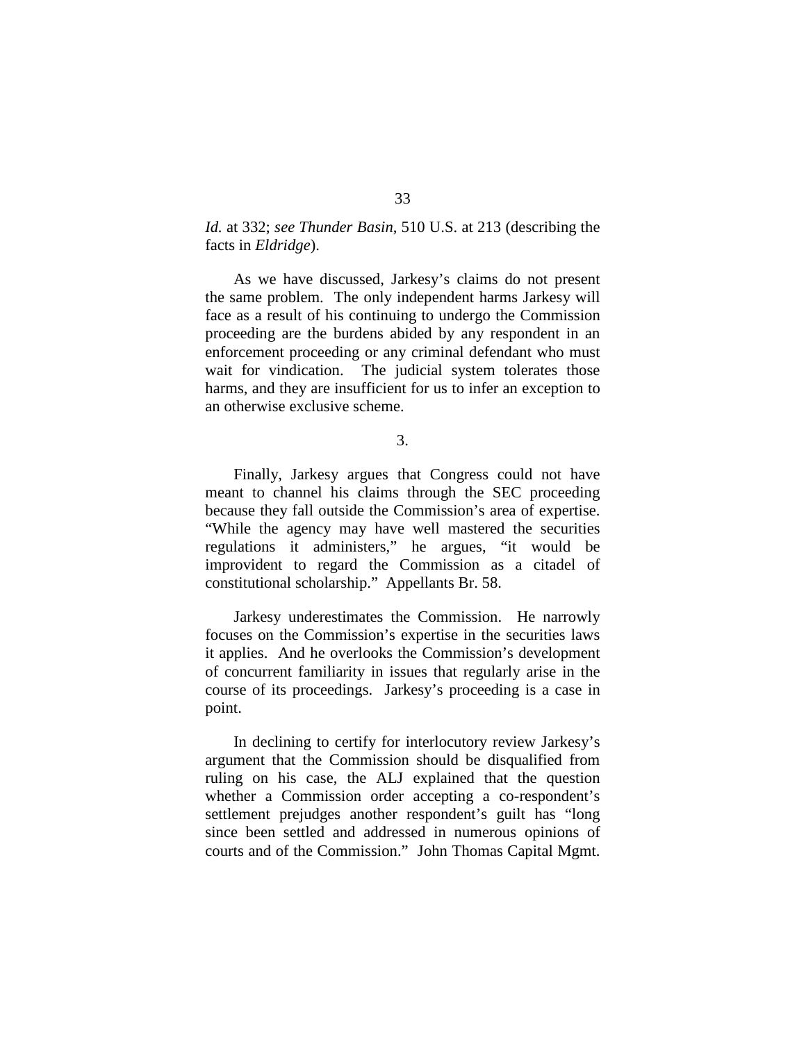*Id.* at 332; *see Thunder Basin*, 510 U.S. at 213 (describing the facts in *Eldridge*).

As we have discussed, Jarkesy's claims do not present the same problem. The only independent harms Jarkesy will face as a result of his continuing to undergo the Commission proceeding are the burdens abided by any respondent in an enforcement proceeding or any criminal defendant who must wait for vindication. The judicial system tolerates those harms, and they are insufficient for us to infer an exception to an otherwise exclusive scheme.

3.

Finally, Jarkesy argues that Congress could not have meant to channel his claims through the SEC proceeding because they fall outside the Commission's area of expertise. "While the agency may have well mastered the securities regulations it administers," he argues, "it would be improvident to regard the Commission as a citadel of constitutional scholarship." Appellants Br. 58.

Jarkesy underestimates the Commission. He narrowly focuses on the Commission's expertise in the securities laws it applies. And he overlooks the Commission's development of concurrent familiarity in issues that regularly arise in the course of its proceedings. Jarkesy's proceeding is a case in point.

In declining to certify for interlocutory review Jarkesy's argument that the Commission should be disqualified from ruling on his case, the ALJ explained that the question whether a Commission order accepting a co-respondent's settlement prejudges another respondent's guilt has "long since been settled and addressed in numerous opinions of courts and of the Commission." John Thomas Capital Mgmt.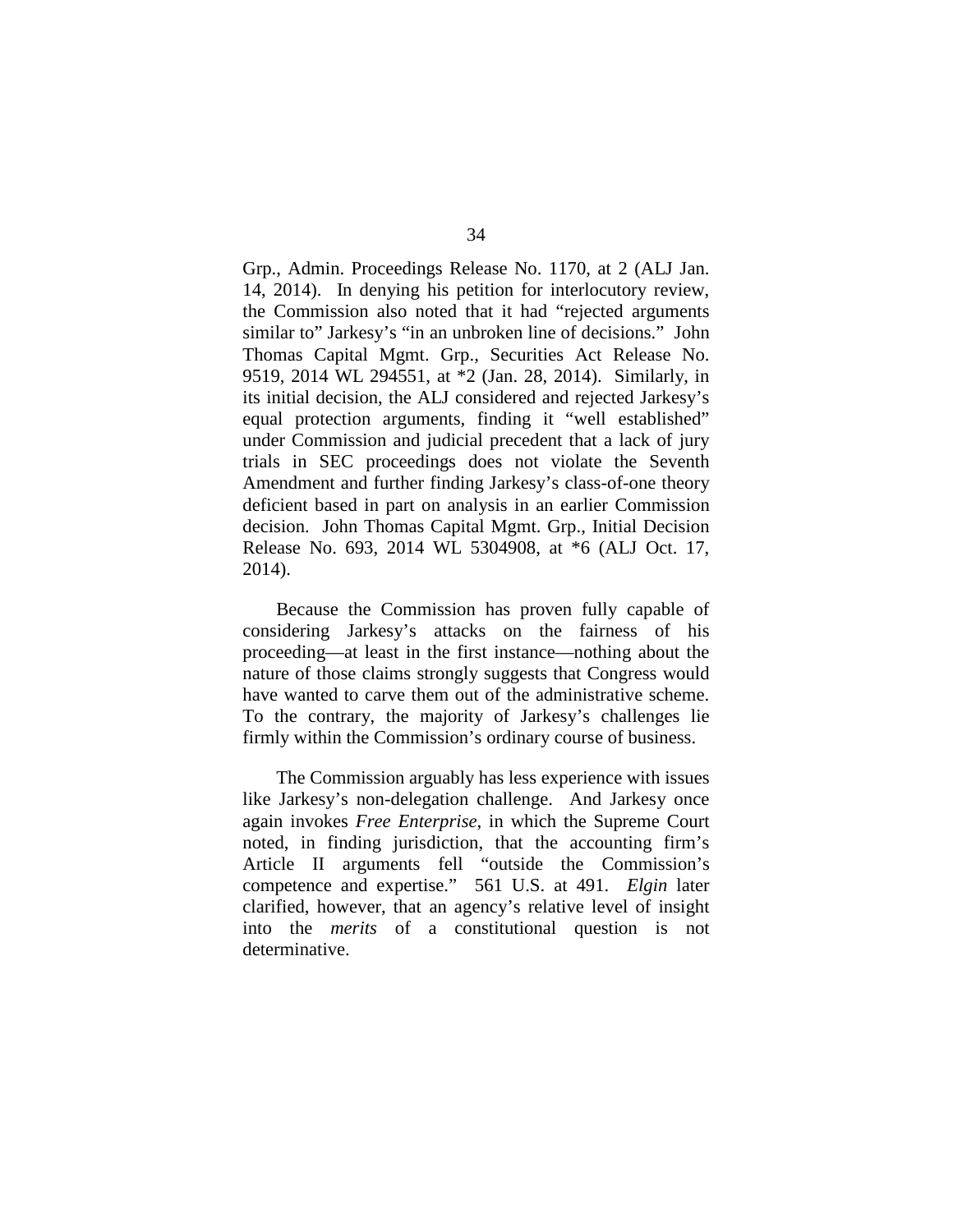Grp., Admin. Proceedings Release No. 1170, at 2 (ALJ Jan. 14, 2014). In denying his petition for interlocutory review, the Commission also noted that it had "rejected arguments similar to" Jarkesy's "in an unbroken line of decisions." John Thomas Capital Mgmt. Grp., Securities Act Release No. 9519, 2014 WL 294551, at *2 (Jan. 28, 2014). Similarly, in its initial decision, the ALJ considered and rejected Jarkesy's equal protection arguments, finding it "well established" under Commission and judicial precedent that a lack of jury trials in SEC proceedings does not violate the Seventh Amendment and further finding Jarkesy's class-of-one theory deficient based in part on analysis in an earlier Commission decision. John Thomas Capital Mgmt. Grp., Initial Decision Release No. 693, 2014 WL 5304908, at *6 (ALJ Oct. 17, 2014).

Because the Commission has proven fully capable of considering Jarkesy's attacks on the fairness of his proceeding—at least in the first instance—nothing about the nature of those claims strongly suggests that Congress would have wanted to carve them out of the administrative scheme. To the contrary, the majority of Jarkesy's challenges lie firmly within the Commission's ordinary course of business.

The Commission arguably has less experience with issues like Jarkesy's non-delegation challenge. And Jarkesy once again invokes *Free Enterprise*, in which the Supreme Court noted, in finding jurisdiction, that the accounting firm's Article II arguments fell "outside the Commission's competence and expertise." 561 U.S. at 491. *Elgin* later clarified, however, that an agency's relative level of insight into the *merits* of a constitutional question is not determinative.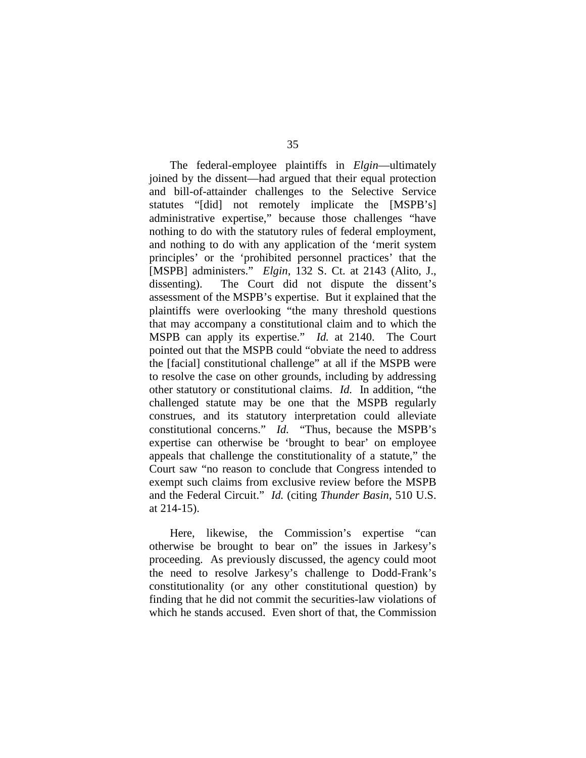The federal-employee plaintiffs in *Elgin*—ultimately joined by the dissent—had argued that their equal protection and bill-of-attainder challenges to the Selective Service statutes "[did] not remotely implicate the [MSPB's] administrative expertise," because those challenges "have nothing to do with the statutory rules of federal employment, and nothing to do with any application of the 'merit system principles' or the 'prohibited personnel practices' that the [MSPB] administers." *Elgin*, 132 S. Ct. at 2143 (Alito, J., dissenting). The Court did not dispute the dissent's assessment of the MSPB's expertise. But it explained that the plaintiffs were overlooking "the many threshold questions that may accompany a constitutional claim and to which the MSPB can apply its expertise." *Id.* at 2140. The Court pointed out that the MSPB could "obviate the need to address the [facial] constitutional challenge" at all if the MSPB were to resolve the case on other grounds, including by addressing other statutory or constitutional claims. *Id.* In addition, "the challenged statute may be one that the MSPB regularly construes, and its statutory interpretation could alleviate constitutional concerns." *Id.* "Thus, because the MSPB's expertise can otherwise be 'brought to bear' on employee appeals that challenge the constitutionality of a statute," the Court saw "no reason to conclude that Congress intended to exempt such claims from exclusive review before the MSPB and the Federal Circuit." *Id.* (citing *Thunder Basin*, 510 U.S. at 214-15).

Here, likewise, the Commission's expertise "can otherwise be brought to bear on" the issues in Jarkesy's proceeding. As previously discussed, the agency could moot the need to resolve Jarkesy's challenge to Dodd-Frank's constitutionality (or any other constitutional question) by finding that he did not commit the securities-law violations of which he stands accused. Even short of that, the Commission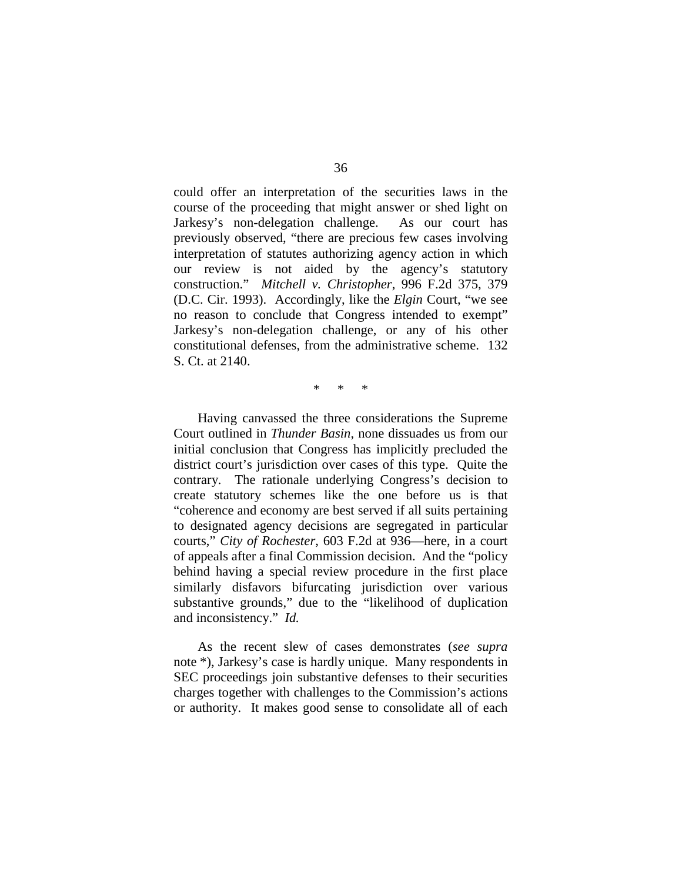could offer an interpretation of the securities laws in the course of the proceeding that might answer or shed light on Jarkesy's non-delegation challenge. As our court has previously observed, "there are precious few cases involving interpretation of statutes authorizing agency action in which our review is not aided by the agency's statutory construction." *Mitchell v. Christopher*, 996 F.2d 375, 379 (D.C. Cir. 1993). Accordingly, like the *Elgin* Court, "we see no reason to conclude that Congress intended to exempt" Jarkesy's non-delegation challenge, or any of his other constitutional defenses, from the administrative scheme. 132 S. Ct. at 2140.

\* \* \*

Having canvassed the three considerations the Supreme Court outlined in *Thunder Basin*, none dissuades us from our initial conclusion that Congress has implicitly precluded the district court's jurisdiction over cases of this type. Quite the contrary. The rationale underlying Congress's decision to create statutory schemes like the one before us is that "coherence and economy are best served if all suits pertaining to designated agency decisions are segregated in particular courts," *City of Rochester*, 603 F.2d at 936—here, in a court of appeals after a final Commission decision. And the "policy behind having a special review procedure in the first place similarly disfavors bifurcating jurisdiction over various substantive grounds," due to the "likelihood of duplication and inconsistency." *Id.*

As the recent slew of cases demonstrates (*see supra* note *), Jarkesy's case is hardly unique. Many respondents in SEC proceedings join substantive defenses to their securities charges together with challenges to the Commission's actions or authority. It makes good sense to consolidate all of each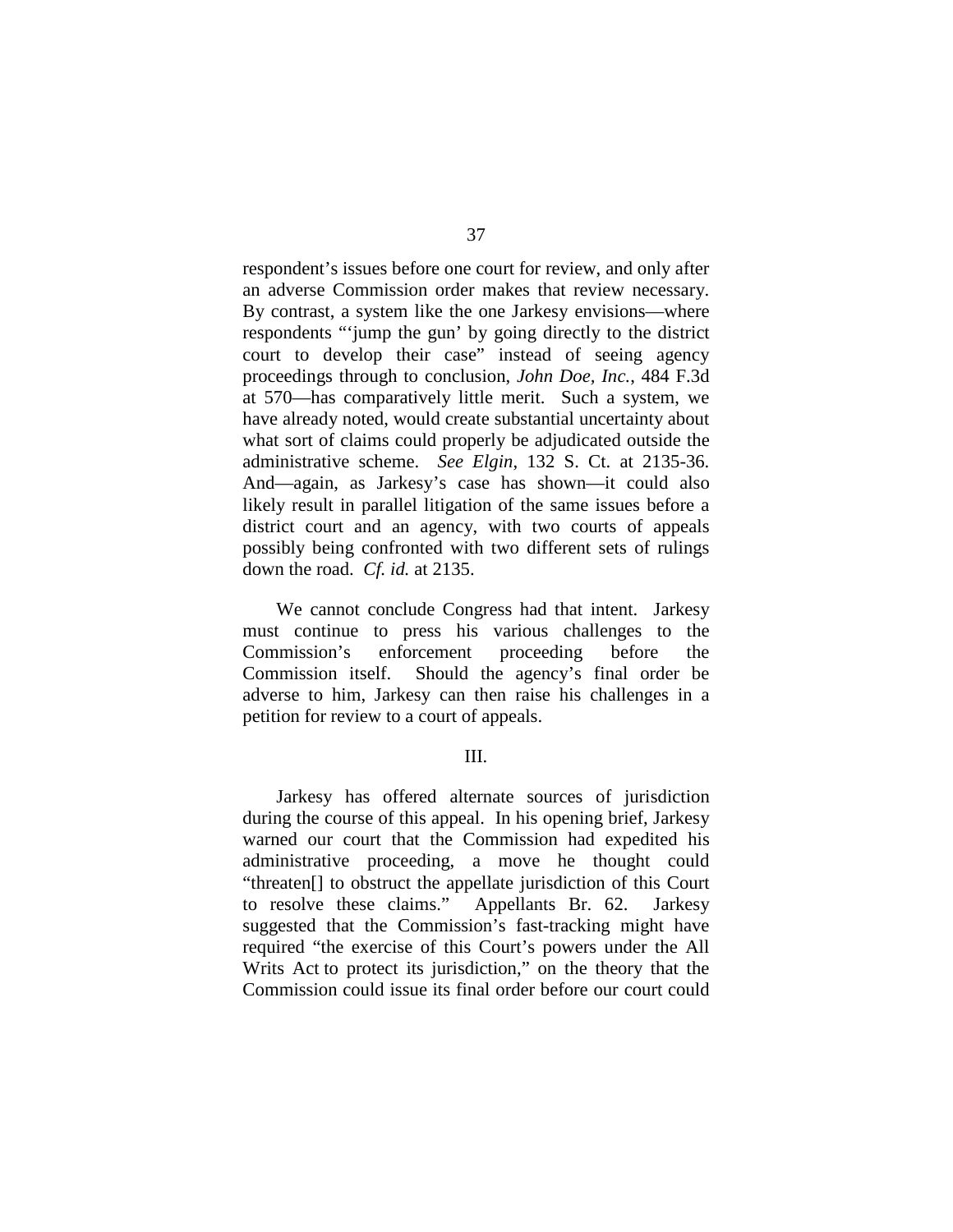respondent's issues before one court for review, and only after an adverse Commission order makes that review necessary. By contrast, a system like the one Jarkesy envisions—where respondents "'jump the gun' by going directly to the district court to develop their case" instead of seeing agency proceedings through to conclusion, *John Doe, Inc.*, 484 F.3d at 570—has comparatively little merit. Such a system, we have already noted, would create substantial uncertainty about what sort of claims could properly be adjudicated outside the administrative scheme. *See Elgin*, 132 S. Ct. at 2135-36. And—again, as Jarkesy's case has shown—it could also likely result in parallel litigation of the same issues before a district court and an agency, with two courts of appeals possibly being confronted with two different sets of rulings down the road. *Cf. id.* at 2135.

We cannot conclude Congress had that intent. Jarkesy must continue to press his various challenges to the Commission's enforcement proceeding before the Commission itself. Should the agency's final order be adverse to him, Jarkesy can then raise his challenges in a petition for review to a court of appeals.

## III.

Jarkesy has offered alternate sources of jurisdiction during the course of this appeal. In his opening brief, Jarkesy warned our court that the Commission had expedited his administrative proceeding, a move he thought could "threaten[] to obstruct the appellate jurisdiction of this Court to resolve these claims." Appellants Br. 62. Jarkesy suggested that the Commission's fast-tracking might have required "the exercise of this Court's powers under the All Writs Act to protect its jurisdiction," on the theory that the Commission could issue its final order before our court could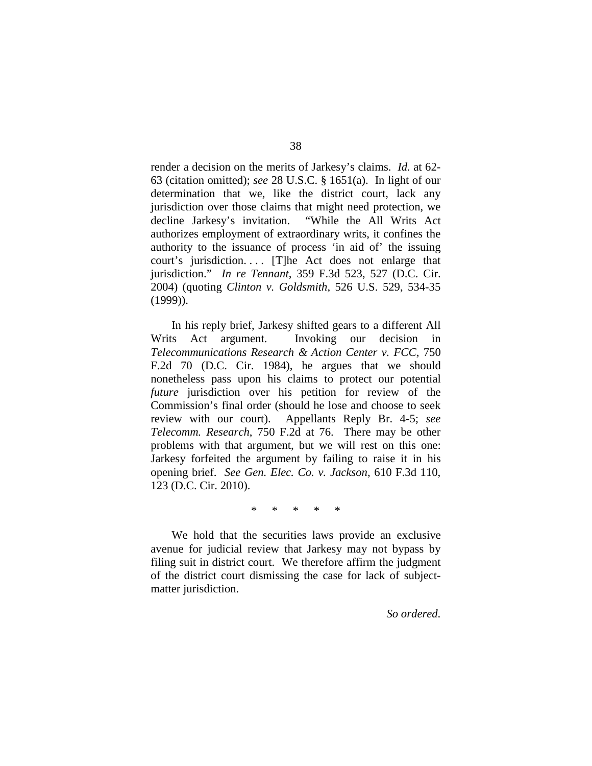render a decision on the merits of Jarkesy's claims. *Id.* at 62-63 (citation omitted); *see* 28 U.S.C. § 1651(a). In light of our determination that we, like the district court, lack any jurisdiction over those claims that might need protection, we decline Jarkesy's invitation. "While the All Writs Act authorizes employment of extraordinary writs, it confines the authority to the issuance of process 'in aid of' the issuing court's jurisdiction. . . . [T]he Act does not enlarge that jurisdiction." *In re Tennant*, 359 F.3d 523, 527 (D.C. Cir. 2004) (quoting *Clinton v. Goldsmith*, 526 U.S. 529, 534-35 (1999)).

In his reply brief, Jarkesy shifted gears to a different All Writs Act argument. Invoking our decision in *Telecommunications Research & Action Center v. FCC*, 750 F.2d 70 (D.C. Cir. 1984), he argues that we should nonetheless pass upon his claims to protect our potential *future* jurisdiction over his petition for review of the Commission's final order (should he lose and choose to seek review with our court). Appellants Reply Br. 4-5; *see Telecomm. Research*, 750 F.2d at 76. There may be other problems with that argument, but we will rest on this one: Jarkesy forfeited the argument by failing to raise it in his opening brief. *See Gen. Elec. Co. v. Jackson*, 610 F.3d 110, 123 (D.C. Cir. 2010).

\* \* \* \* \*

We hold that the securities laws provide an exclusive avenue for judicial review that Jarkesy may not bypass by filing suit in district court. We therefore affirm the judgment of the district court dismissing the case for lack of subject-matter jurisdiction.

*So ordered.*